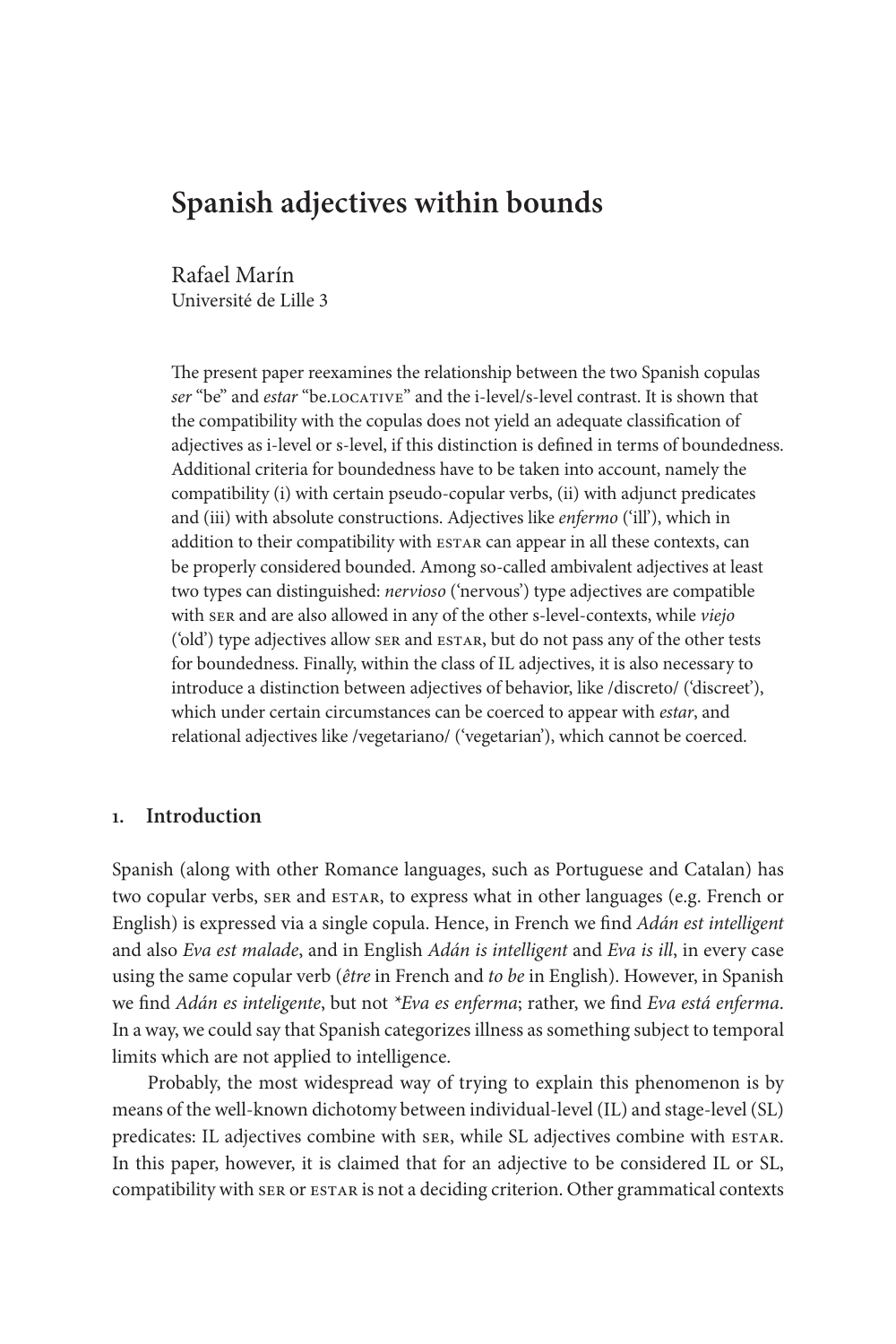# Spanish adjectives within bounds

Rafael Marín
Université de Lille 3

The present paper reexamines the relationship between the two Spanish copulas *ser* "be" and *estar* "be.LOCATIVE" and the i-level/s-level contrast. It is shown that the compatibility with the copulas does not yield an adequate classification of adjectives as i-level or s-level, if this distinction is defined in terms of boundedness. Additional criteria for boundedness have to be taken into account, namely the compatibility (i) with certain pseudo-copular verbs, (ii) with adjunct predicates and (iii) with absolute constructions. Adjectives like *enfermo* ('ill'), which in addition to their compatibility with ESTAR can appear in all these contexts, can be properly considered bounded. Among so-called ambivalent adjectives at least two types can distinguished: *nervioso* ('nervous') type adjectives are compatible with SER and are also allowed in any of the other s-level-contexts, while *viejo* ('old') type adjectives allow SER and ESTAR, but do not pass any of the other tests for boundedness. Finally, within the class of IL adjectives, it is also necessary to introduce a distinction between adjectives of behavior, like /discreto/ ('discreet'), which under certain circumstances can be coerced to appear with *estar*, and relational adjectives like /vegetariano/ ('vegetarian'), which cannot be coerced.

## 1. Introduction

Spanish (along with other Romance languages, such as Portuguese and Catalan) has two copular verbs, SER and ESTAR, to express what in other languages (e.g. French or English) is expressed via a single copula. Hence, in French we find *Adán est intelligent* and also *Eva est malade*, and in English *Adán is intelligent* and *Eva is ill*, in every case using the same copular verb (*être* in French and *to be* in English). However, in Spanish we find *Adán es inteligente*, but not *\*Eva es enferma*; rather, we find *Eva está enferma*. In a way, we could say that Spanish categorizes illness as something subject to temporal limits which are not applied to intelligence.

Probably, the most widespread way of trying to explain this phenomenon is by means of the well-known dichotomy between individual-level (IL) and stage-level (SL) predicates: IL adjectives combine with SER, while SL adjectives combine with ESTAR. In this paper, however, it is claimed that for an adjective to be considered IL or SL, compatibility with SER or ESTAR is not a deciding criterion. Other grammatical contexts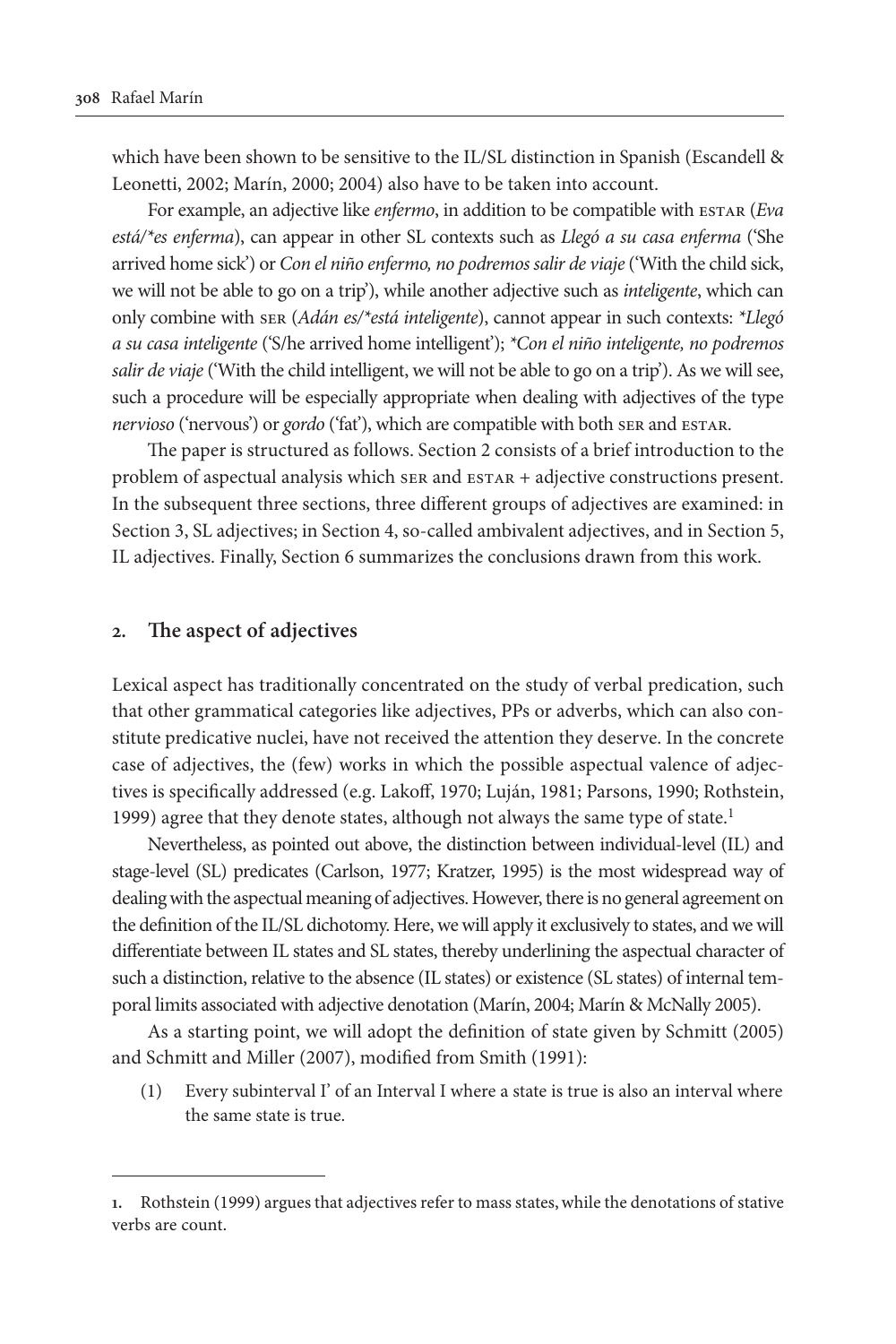which have been shown to be sensitive to the IL/SL distinction in Spanish (Escandell & Leonetti, 2002; Marín, 2000; 2004) also have to be taken into account.

For example, an adjective like *enfermo*, in addition to be compatible with ESTAR (*Eva está/*es enferma*), can appear in other SL contexts such as *Llegó a su casa enferma* ('She arrived home sick') or *Con el niño enfermo, no podremos salir de viaje* ('With the child sick, we will not be able to go on a trip'), while another adjective such as *inteligente*, which can only combine with SER (*Adán es/*está inteligente*), cannot appear in such contexts: *\*Llegó a su casa inteligente* ('S/he arrived home intelligent'); *\*Con el niño inteligente, no podremos salir de viaje* ('With the child intelligent, we will not be able to go on a trip'). As we will see, such a procedure will be especially appropriate when dealing with adjectives of the type *nervioso* ('nervous') or *gordo* ('fat'), which are compatible with both SER and ESTAR.

The paper is structured as follows. Section 2 consists of a brief introduction to the problem of aspectual analysis which SER and ESTAR + adjective constructions present. In the subsequent three sections, three different groups of adjectives are examined: in Section 3, SL adjectives; in Section 4, so-called ambivalent adjectives, and in Section 5, IL adjectives. Finally, Section 6 summarizes the conclusions drawn from this work.

## 2. The aspect of adjectives

Lexical aspect has traditionally concentrated on the study of verbal predication, such that other grammatical categories like adjectives, PPs or adverbs, which can also constitute predicative nuclei, have not received the attention they deserve. In the concrete case of adjectives, the (few) works in which the possible aspectual valence of adjectives is specifically addressed (e.g. Lakoff, 1970; Luján, 1981; Parsons, 1990; Rothstein, 1999) agree that they denote states, although not always the same type of state.[1]

Nevertheless, as pointed out above, the distinction between individual-level (IL) and stage-level (SL) predicates (Carlson, 1977; Kratzer, 1995) is the most widespread way of dealing with the aspectual meaning of adjectives. However, there is no general agreement on the definition of the IL/SL dichotomy. Here, we will apply it exclusively to states, and we will differentiate between IL states and SL states, thereby underlining the aspectual character of such a distinction, relative to the absence (IL states) or existence (SL states) of internal temporal limits associated with adjective denotation (Marín, 2004; Marín & McNally 2005).

As a starting point, we will adopt the definition of state given by Schmitt (2005) and Schmitt and Miller (2007), modified from Smith (1991):

(1) Every subinterval I' of an Interval I where a state is true is also an interval where the same state is true.

---

1. Rothstein (1999) argues that adjectives refer to mass states, while the denotations of stative verbs are count.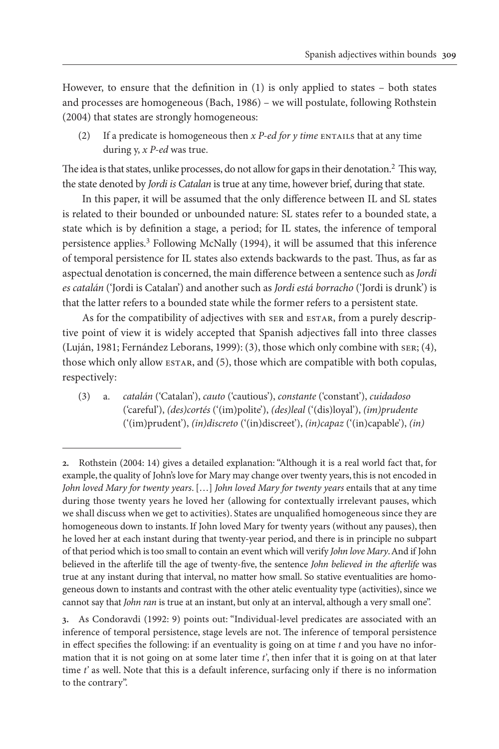However, to ensure that the definition in (1) is only applied to states – both states and processes are homogeneous (Bach, 1986) – we will postulate, following Rothstein (2004) that states are strongly homogeneous:

(2) If a predicate is homogeneous then *x P-ed for y time* ENTAILS that at any time during y, *x P-ed* was true.

The idea is that states, unlike processes, do not allow for gaps in their denotation.[2] This way, the state denoted by *Jordi is Catalan* is true at any time, however brief, during that state.

In this paper, it will be assumed that the only difference between IL and SL states is related to their bounded or unbounded nature: SL states refer to a bounded state, a state which is by definition a stage, a period; for IL states, the inference of temporal persistence applies.[3] Following McNally (1994), it will be assumed that this inference of temporal persistence for IL states also extends backwards to the past. Thus, as far as aspectual denotation is concerned, the main difference between a sentence such as *Jordi es catalán* ('Jordi is Catalan') and another such as *Jordi está borracho* ('Jordi is drunk') is that the latter refers to a bounded state while the former refers to a persistent state.

As for the compatibility of adjectives with SER and ESTAR, from a purely descriptive point of view it is widely accepted that Spanish adjectives fall into three classes (Luján, 1981; Fernández Leborans, 1999): (3), those which only combine with SER; (4), those which only allow ESTAR, and (5), those which are compatible with both copulas, respectively:

(3) a. *catalán* ('Catalan'), *cauto* ('cautious'), *constante* ('constant'), *cuidadoso* ('careful'), *(des)cortés* ('(im)polite'), *(des)leal* ('(dis)loyal'), *(im)prudente* ('(im)prudent'), *(in)discreto* ('(in)discreet'), *(in)capaz* ('(in)capable'), *(in)*

---

2. Rothstein (2004: 14) gives a detailed explanation: "Although it is a real world fact that, for example, the quality of John's love for Mary may change over twenty years, this is not encoded in *John loved Mary for twenty years*. [...] *John loved Mary for twenty years* entails that at any time during those twenty years he loved her (allowing for contextually irrelevant pauses, which we shall discuss when we get to activities). States are unqualified homogeneous since they are homogeneous down to instants. If John loved Mary for twenty years (without any pauses), then he loved her at each instant during that twenty-year period, and there is in principle no subpart of that period which is too small to contain an event which will verify *John love Mary*. And if John believed in the afterlife till the age of twenty-five, the sentence *John believed in the afterlife* was true at any instant during that interval, no matter how small. So stative eventualities are homogeneous down to instants and contrast with the other atelic eventuality type (activities), since we cannot say that *John ran* is true at an instant, but only at an interval, although a very small one".

3. As Condoravdi (1992: 9) points out: "Individual-level predicates are associated with an inference of temporal persistence, stage levels are not. The inference of temporal persistence in effect specifies the following: if an eventuality is going on at time *t* and you have no information that it is not going on at some later time *t'*, then infer that it is going on at that later time *t'* as well. Note that this is a default inference, surfacing only if there is no information to the contrary".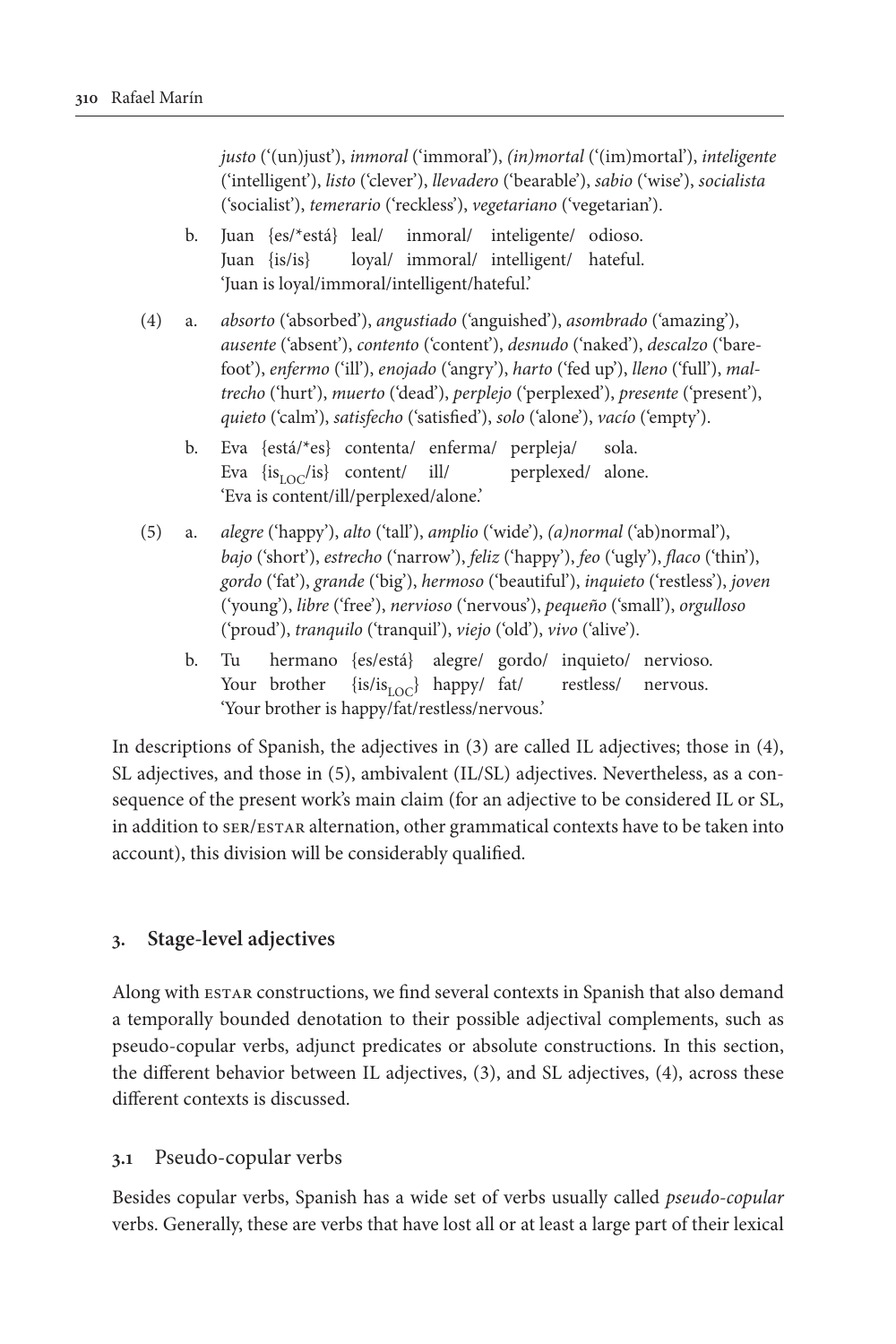*justo* ('(un)just'), *inmoral* ('immoral'), *(in)mortal* ('(im)mortal'), *inteligente* ('intelligent'), *listo* ('clever'), *llevadero* ('bearable'), *sabio* ('wise'), *socialista* ('socialist'), *temerario* ('reckless'), *vegetariano* ('vegetarian').

b. Juan {es/*está} leal/ inmoral/ inteligente/ odioso.
   Juan {is/is} loyal/ immoral/ intelligent/ hateful.
   'Juan is loyal/immoral/intelligent/hateful.'

(4) a. *absorto* ('absorbed'), *angustiado* ('anguished'), *asombrado* ('amazing'), *ausente* ('absent'), *contento* ('content'), *desnudo* ('naked'), *descalzo* ('barefoot'), *enfermo* ('ill'), *enojado* ('angry'), *harto* ('fed up'), *lleno* ('full'), *maltrecho* ('hurt'), *muerto* ('dead'), *perplejo* ('perplexed'), *presente* ('present'), *quieto* ('calm'), *satisfecho* ('satisfied'), *solo* ('alone'), *vacío* ('empty').

b. Eva {está/*es} contenta/ enferma/ perpleja/ sola.
   Eva {is$_{LOC}$/is} content/ ill/ perplexed/ alone.
   'Eva is content/ill/perplexed/alone.'

(5) a. *alegre* ('happy'), *alto* ('tall'), *amplio* ('wide'), *(a)normal* ('(ab)normal'), *bajo* ('short'), *estrecho* ('narrow'), *feliz* ('happy'), *feo* ('ugly'), *flaco* ('thin'), *gordo* ('fat'), *grande* ('big'), *hermoso* ('beautiful'), *inquieto* ('restless'), *joven* ('young'), *libre* ('free'), *nervioso* ('nervous'), *pequeño* ('small'), *orgulloso* ('proud'), *tranquilo* ('tranquil'), *viejo* ('old'), *vivo* ('alive').

b. Tu hermano {es/está} alegre/ gordo/ inquieto/ nervioso.
   Your brother {is/is$_{LOC}$} happy/ fat/ restless/ nervous.
   'Your brother is happy/fat/restless/nervous.'

In descriptions of Spanish, the adjectives in (3) are called IL adjectives; those in (4), SL adjectives, and those in (5), ambivalent (IL/SL) adjectives. Nevertheless, as a consequence of the present work's main claim (for an adjective to be considered IL or SL, in addition to SER/ESTAR alternation, other grammatical contexts have to be taken into account), this division will be considerably qualified.

## 3. Stage-level adjectives

Along with ESTAR constructions, we find several contexts in Spanish that also demand a temporally bounded denotation to their possible adjectival complements, such as pseudo-copular verbs, adjunct predicates or absolute constructions. In this section, the different behavior between IL adjectives, (3), and SL adjectives, (4), across these different contexts is discussed.

### 3.1 Pseudo-copular verbs

Besides copular verbs, Spanish has a wide set of verbs usually called *pseudo-copular* verbs. Generally, these are verbs that have lost all or at least a large part of their lexical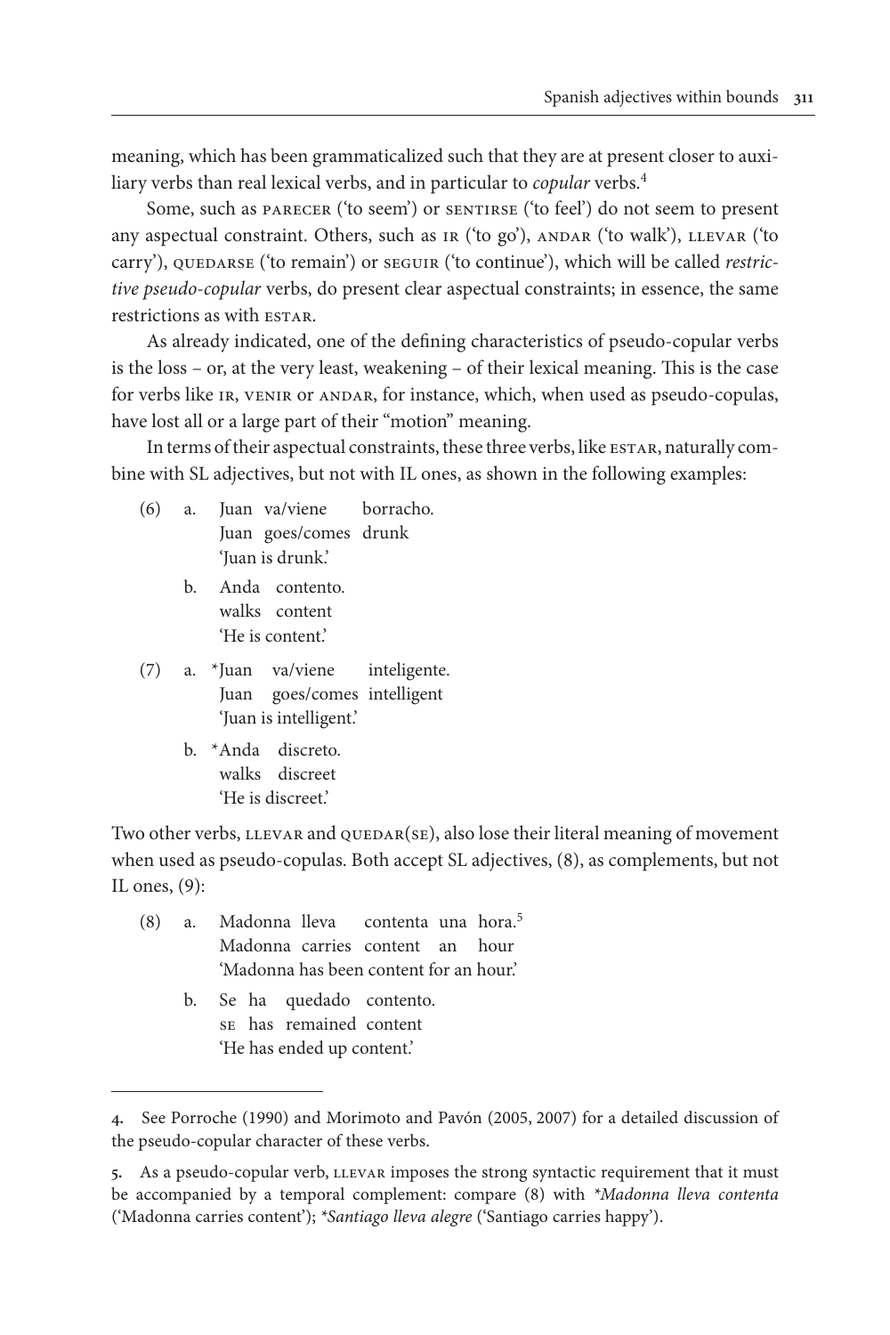meaning, which has been grammaticalized such that they are at present closer to auxiliary verbs than real lexical verbs, and in particular to *copular* verbs.[4]

Some, such as PARECER ('to seem') or SENTIRSE ('to feel') do not seem to present any aspectual constraint. Others, such as IR ('to go'), ANDAR ('to walk'), LLEVAR ('to carry'), QUEDARSE ('to remain') or SEGUIR ('to continue'), which will be called *restrictive pseudo-copular* verbs, do present clear aspectual constraints; in essence, the same restrictions as with ESTAR.

As already indicated, one of the defining characteristics of pseudo-copular verbs is the loss – or, at the very least, weakening – of their lexical meaning. This is the case for verbs like IR, VENIR or ANDAR, for instance, which, when used as pseudo-copulas, have lost all or a large part of their "motion" meaning.

In terms of their aspectual constraints, these three verbs, like ESTAR, naturally combine with SL adjectives, but not with IL ones, as shown in the following examples:

(6) a. Juan va/viene borracho.
   Juan goes/comes drunk
   'Juan is drunk.'

   b. Anda contento.
   walks content
   'He is content.'

(7) a. *Juan va/viene inteligente.
   Juan goes/comes intelligent
   'Juan is intelligent.'

   b. *Anda discreto.
   walks discreet
   'He is discreet.'

Two other verbs, LLEVAR and QUEDAR(SE), also lose their literal meaning of movement when used as pseudo-copulas. Both accept SL adjectives, (8), as complements, but not IL ones, (9):

(8) a. Madonna lleva contenta una hora.[5]
   Madonna carries content an hour
   'Madonna has been content for an hour.'

   b. Se ha quedado contento.
   SE has remained content
   'He has ended up content.'

---

4. See Porroche (1990) and Morimoto and Pavón (2005, 2007) for a detailed discussion of the pseudo-copular character of these verbs.

5. As a pseudo-copular verb, LLEVAR imposes the strong syntactic requirement that it must be accompanied by a temporal complement: compare (8) with *\*Madonna lleva contenta* ('Madonna carries content'); *\*Santiago lleva alegre* ('Santiago carries happy').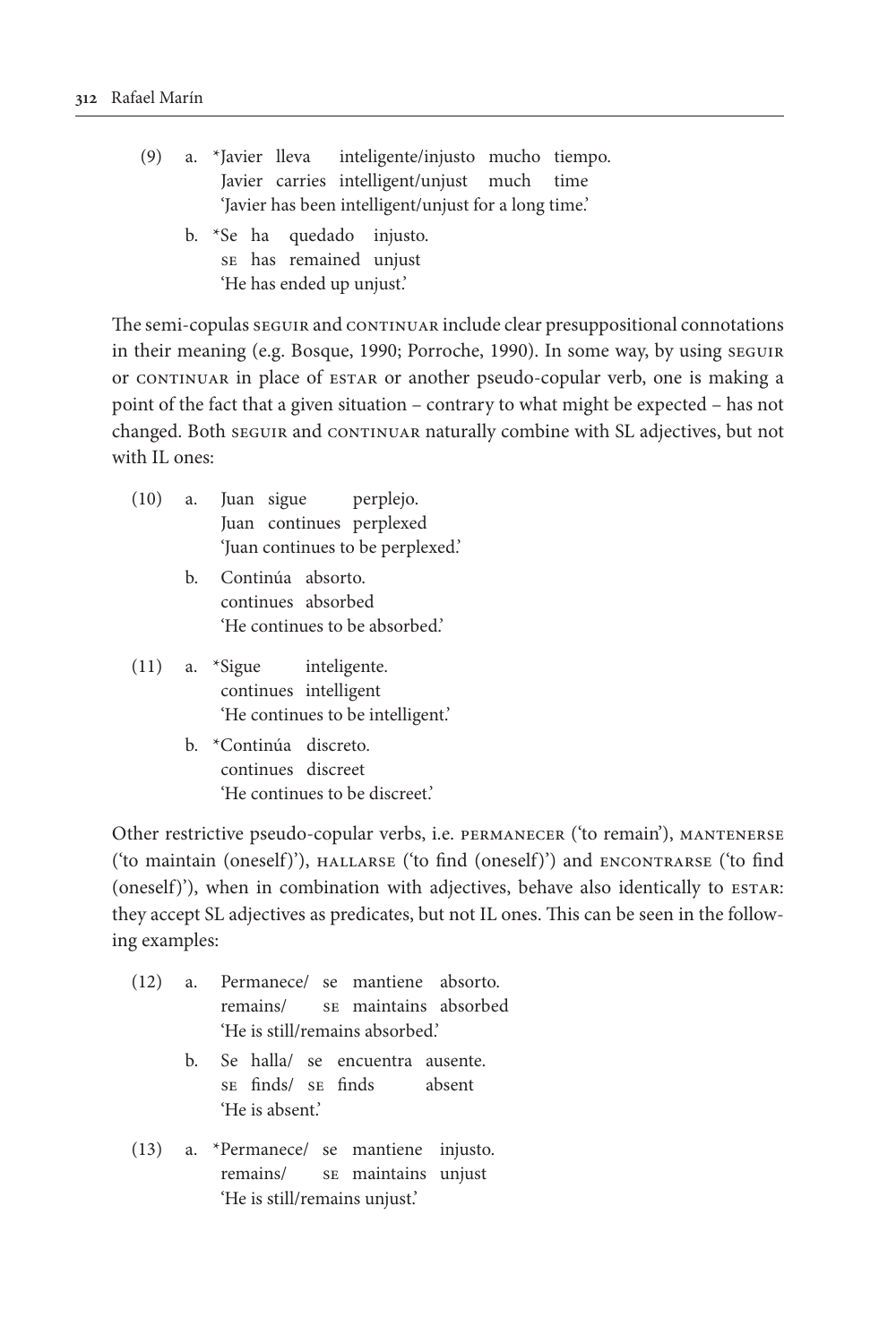(9) a. *Javier lleva inteligente/injusto mucho tiempo.
   Javier carries intelligent/unjust much time
   'Javier has been intelligent/unjust for a long time.'

   b. *Se ha quedado injusto.
   SE has remained unjust
   'He has ended up unjust.'

The semi-copulas SEGUIR and CONTINUAR include clear presuppositional connotations in their meaning (e.g. Bosque, 1990; Porroche, 1990). In some way, by using SEGUIR or CONTINUAR in place of ESTAR or another pseudo-copular verb, one is making a point of the fact that a given situation – contrary to what might be expected – has not changed. Both SEGUIR and CONTINUAR naturally combine with SL adjectives, but not with IL ones:

(10) a. Juan sigue perplejo.
   Juan continues perplexed
   'Juan continues to be perplexed.'

   b. Continúa absorto.
   continues absorbed
   'He continues to be absorbed.'

(11) a. *Sigue inteligente.
   continues intelligent
   'He continues to be intelligent.'

   b. *Continúa discreto.
   continues discreet
   'He continues to be discreet.'

Other restrictive pseudo-copular verbs, i.e. PERMANECER ('to remain'), MANTENERSE ('to maintain (oneself)'), HALLARSE ('to find (oneself)') and ENCONTRARSE ('to find (oneself)'), when in combination with adjectives, behave also identically to ESTAR: they accept SL adjectives as predicates, but not IL ones. This can be seen in the following examples:

(12) a. Permanece/ se mantiene absorto.
   remains/ SE maintains absorbed
   'He is still/remains absorbed.'

   b. Se halla/ se encuentra ausente.
   SE finds/ SE finds absent
   'He is absent.'

(13) a. *Permanece/ se mantiene injusto.
   remains/ SE maintains unjust
   'He is still/remains unjust.'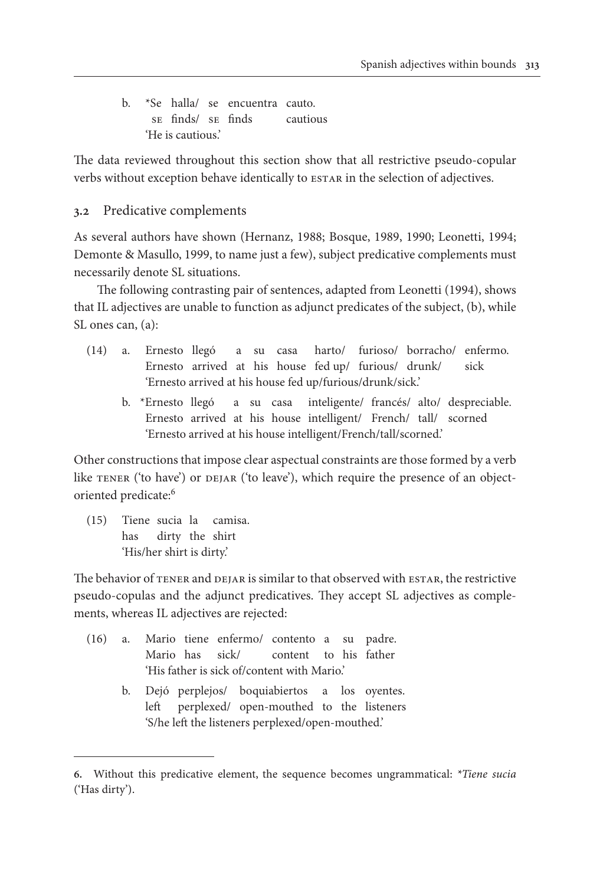b. *Se halla/ se encuentra cauto.
   SE finds/ SE finds cautious
   'He is cautious.'

The data reviewed throughout this section show that all restrictive pseudo-copular verbs without exception behave identically to ESTAR in the selection of adjectives.

### 3.2 Predicative complements

As several authors have shown (Hernanz, 1988; Bosque, 1989, 1990; Leonetti, 1994; Demonte & Masullo, 1999, to name just a few), subject predicative complements must necessarily denote SL situations.

The following contrasting pair of sentences, adapted from Leonetti (1994), shows that IL adjectives are unable to function as adjunct predicates of the subject, (b), while SL ones can, (a):

(14) a. Ernesto llegó a su casa harto/ furioso/ borracho/ enfermo.
   Ernesto arrived at his house fed up/ furious/ drunk/ sick
   'Ernesto arrived at his house fed up/furious/drunk/sick.'

b. *Ernesto llegó a su casa inteligente/ francés/ alto/ despreciable.
   Ernesto arrived at his house intelligent/ French/ tall/ scorned
   'Ernesto arrived at his house intelligent/French/tall/scorned.'

Other constructions that impose clear aspectual constraints are those formed by a verb like TENER ('to have') or DEJAR ('to leave'), which require the presence of an object-oriented predicate:[6]

(15) Tiene sucia la camisa.
   has dirty the shirt
   'His/her shirt is dirty.'

The behavior of TENER and DEJAR is similar to that observed with ESTAR, the restrictive pseudo-copulas and the adjunct predicatives. They accept SL adjectives as complements, whereas IL adjectives are rejected:

(16) a. Mario tiene enfermo/ contento a su padre.
   Mario has sick/ content to his father
   'His father is sick of/content with Mario.'

b. Dejó perplejos/ boquiabiertos a los oyentes.
   left perplexed/ open-mouthed to the listeners
   'S/he left the listeners perplexed/open-mouthed.'

---

6. Without this predicative element, the sequence becomes ungrammatical: **Tiene sucia* ('Has dirty').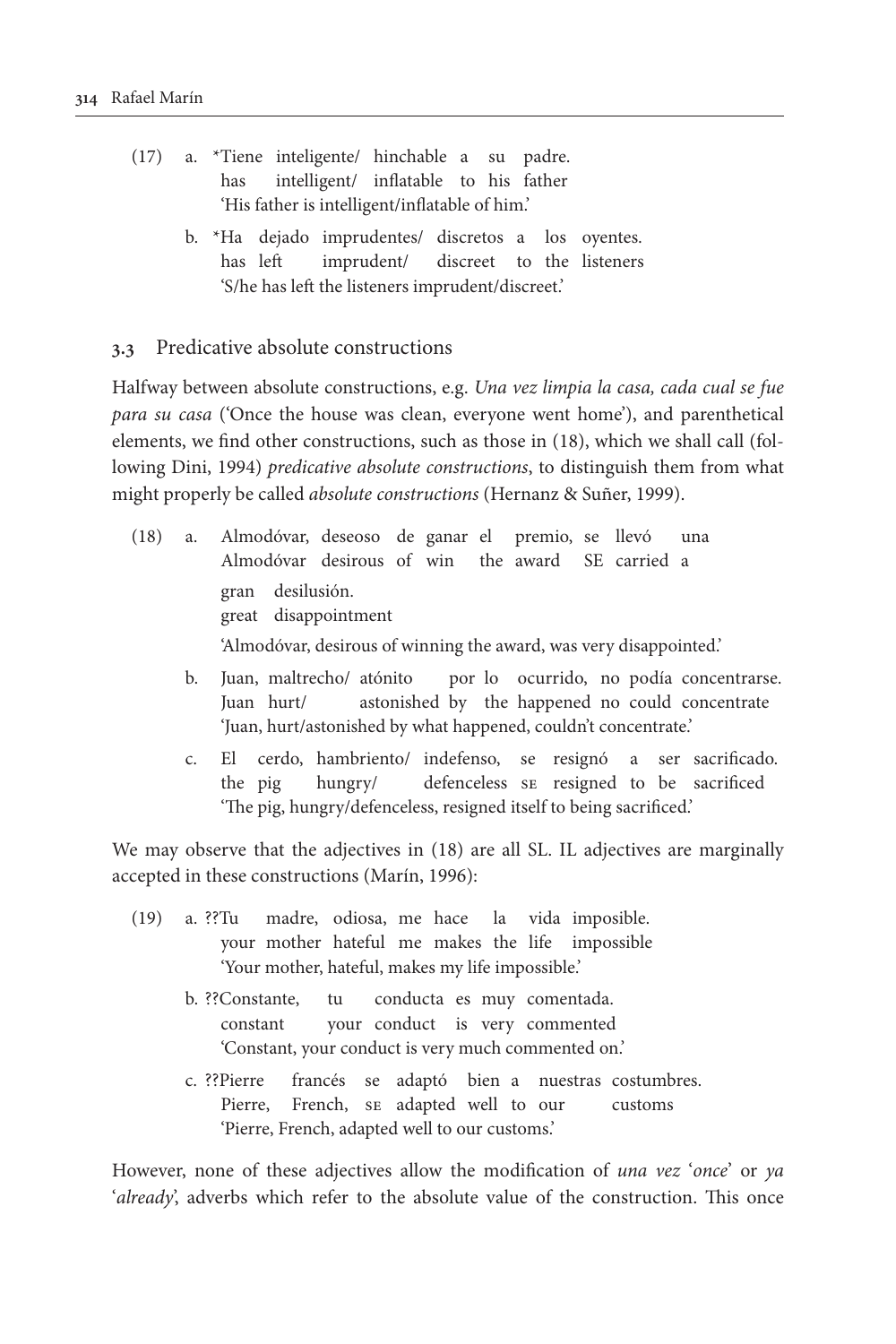(17) a. *Tiene inteligente/ hinchable a su padre.
   has intelligent/ inflatable to his father
   'His father is intelligent/inflatable of him.'

  b. *Ha dejado imprudentes/ discretos a los oyentes.
   has left imprudent/ discreet to the listeners
   'S/he has left the listeners imprudent/discreet.'

### 3.3 Predicative absolute constructions

Halfway between absolute constructions, e.g. *Una vez limpia la casa, cada cual se fue para su casa* ('Once the house was clean, everyone went home'), and parenthetical elements, we find other constructions, such as those in (18), which we shall call (following Dini, 1994) *predicative absolute constructions*, to distinguish them from what might properly be called *absolute constructions* (Hernanz & Suñer, 1999).

(18) a. Almodóvar, deseoso de ganar el premio, se llevó una gran desilusión.
   Almodóvar desirous of win the award SE carried a great disappointment
   'Almodóvar, desirous of winning the award, was very disappointed.'

  b. Juan, maltrecho/ atónito por lo ocurrido, no podía concentrarse.
   Juan hurt/ astonished by the happened no could concentrate
   'Juan, hurt/astonished by what happened, couldn't concentrate.'

  c. El cerdo, hambriento/ indefenso, se resignó a ser sacrificado.
   the pig hungry/ defenceless SE resigned to be sacrificed
   'The pig, hungry/defenceless, resigned itself to being sacrificed.'

We may observe that the adjectives in (18) are all SL. IL adjectives are marginally accepted in these constructions (Marín, 1996):

(19) a. ??Tu madre, odiosa, me hace la vida imposible.
   your mother hateful me makes the life impossible
   'Your mother, hateful, makes my life impossible.'

  b. ??Constante, tu conducta es muy comentada.
   constant your conduct is very commented
   'Constant, your conduct is very much commented on.'

  c. ??Pierre francés se adaptó bien a nuestras costumbres.
   Pierre, French, SE adapted well to our customs
   'Pierre, French, adapted well to our customs.'

However, none of these adjectives allow the modification of *una vez* '*once*' or *ya* '*already*', adverbs which refer to the absolute value of the construction. This once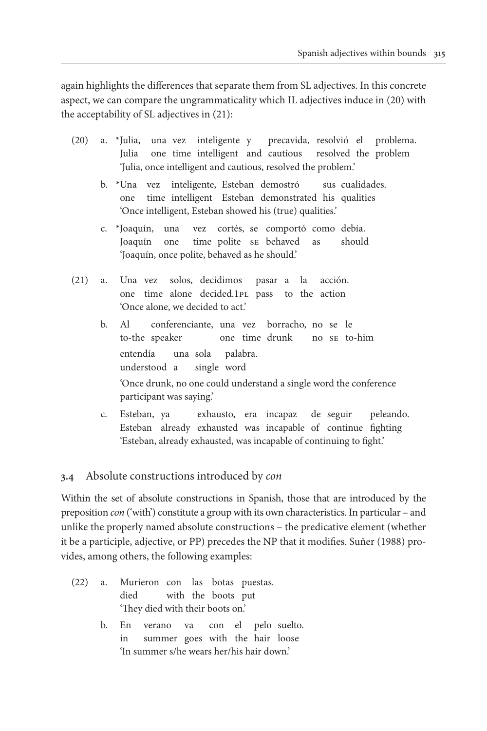again highlights the differences that separate them from SL adjectives. In this concrete aspect, we can compare the ungrammaticality which IL adjectives induce in (20) with the acceptability of SL adjectives in (21):

(20) a. *Julia, una vez inteligente y precavida, resolvió el problema.
   Julia one time intelligent and cautious resolved the problem
   'Julia, once intelligent and cautious, resolved the problem.'

  b. *Una vez inteligente, Esteban demostró sus cualidades.
   one time intelligent Esteban demonstrated his qualities
   'Once intelligent, Esteban showed his (true) qualities.'

  c. *Joaquín, una vez cortés, se comportó como debía.
   Joaquín one time polite SE behaved as should
   'Joaquín, once polite, behaved as he should.'

(21) a. Una vez solos, decidimos pasar a la acción.
   one time alone decided.1PL pass to the action
   'Once alone, we decided to act.'

  b. Al conferenciante, una vez borracho, no se le
   to-the speaker one time drunk no SE to-him
   entendía una sola palabra.
   understood a single word
   'Once drunk, no one could understand a single word the conference participant was saying.'

  c. Esteban, ya exhausto, era incapaz de seguir peleando.
   Esteban already exhausted was incapable of continue fighting
   'Esteban, already exhausted, was incapable of continuing to fight.'

### 3.4 Absolute constructions introduced by *con*

Within the set of absolute constructions in Spanish, those that are introduced by the preposition *con* ('with') constitute a group with its own characteristics. In particular – and unlike the properly named absolute constructions – the predicative element (whether it be a participle, adjective, or PP) precedes the NP that it modifies. Suñer (1988) provides, among others, the following examples:

(22) a. Murieron con las botas puestas.
   died with the boots put
   'They died with their boots on.'

  b. En verano va con el pelo suelto.
   in summer goes with the hair loose
   'In summer s/he wears her/his hair down.'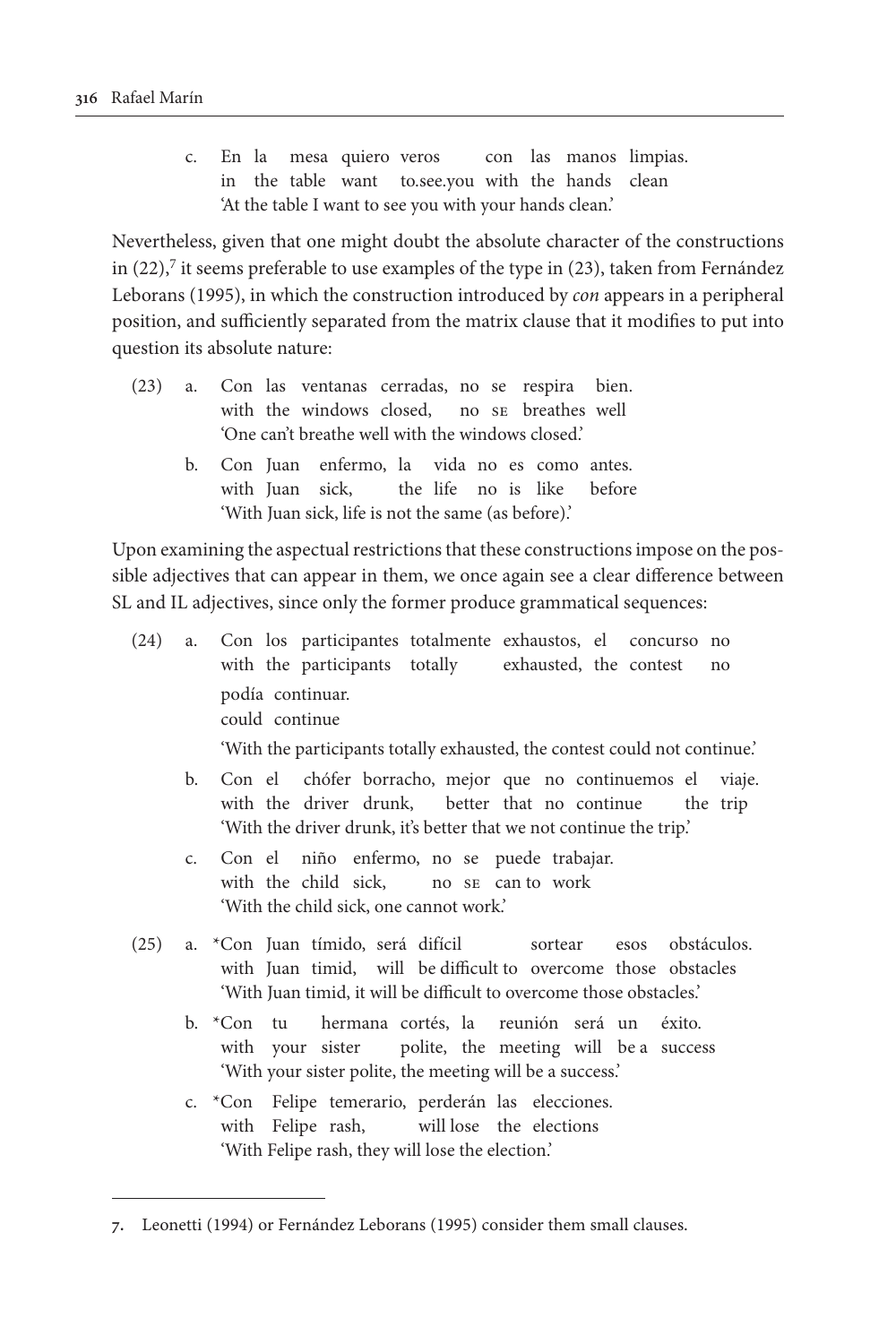c. En la mesa quiero veros con las manos limpias.
   in the table want to.see.you with the hands clean
   'At the table I want to see you with your hands clean.'

Nevertheless, given that one might doubt the absolute character of the constructions in (22),[7] it seems preferable to use examples of the type in (23), taken from Fernández Leborans (1995), in which the construction introduced by *con* appears in a peripheral position, and sufficiently separated from the matrix clause that it modifies to put into question its absolute nature:

(23) a. Con las ventanas cerradas, no se respira bien.
   with the windows closed, no SE breathes well
   'One can't breathe well with the windows closed.'

b. Con Juan enfermo, la vida no es como antes.
   with Juan sick, the life no is like before
   'With Juan sick, life is not the same (as before).'

Upon examining the aspectual restrictions that these constructions impose on the possible adjectives that can appear in them, we once again see a clear difference between SL and IL adjectives, since only the former produce grammatical sequences:

(24) a. Con los participantes totalmente exhaustos, el concurso no podía continuar.
   with the participants totally exhausted, the contest no could continue
   'With the participants totally exhausted, the contest could not continue.'

b. Con el chófer borracho, mejor que no continuemos el viaje.
   with the driver drunk, better that no continue the trip
   'With the driver drunk, it's better that we not continue the trip.'

c. Con el niño enfermo, no se puede trabajar.
   with the child sick, no SE can to work
   'With the child sick, one cannot work.'

(25) a. *Con Juan tímido, será difícil sortear esos obstáculos.
   with Juan timid, will be difficult to overcome those obstacles
   'With Juan timid, it will be difficult to overcome those obstacles.'

b. *Con tu hermana cortés, la reunión será un éxito.
   with your sister polite, the meeting will be a success
   'With your sister polite, the meeting will be a success.'

c. *Con Felipe temerario, perderán las elecciones.
   with Felipe rash, will lose the elections
   'With Felipe rash, they will lose the election.'

---

7. Leonetti (1994) or Fernández Leborans (1995) consider them small clauses.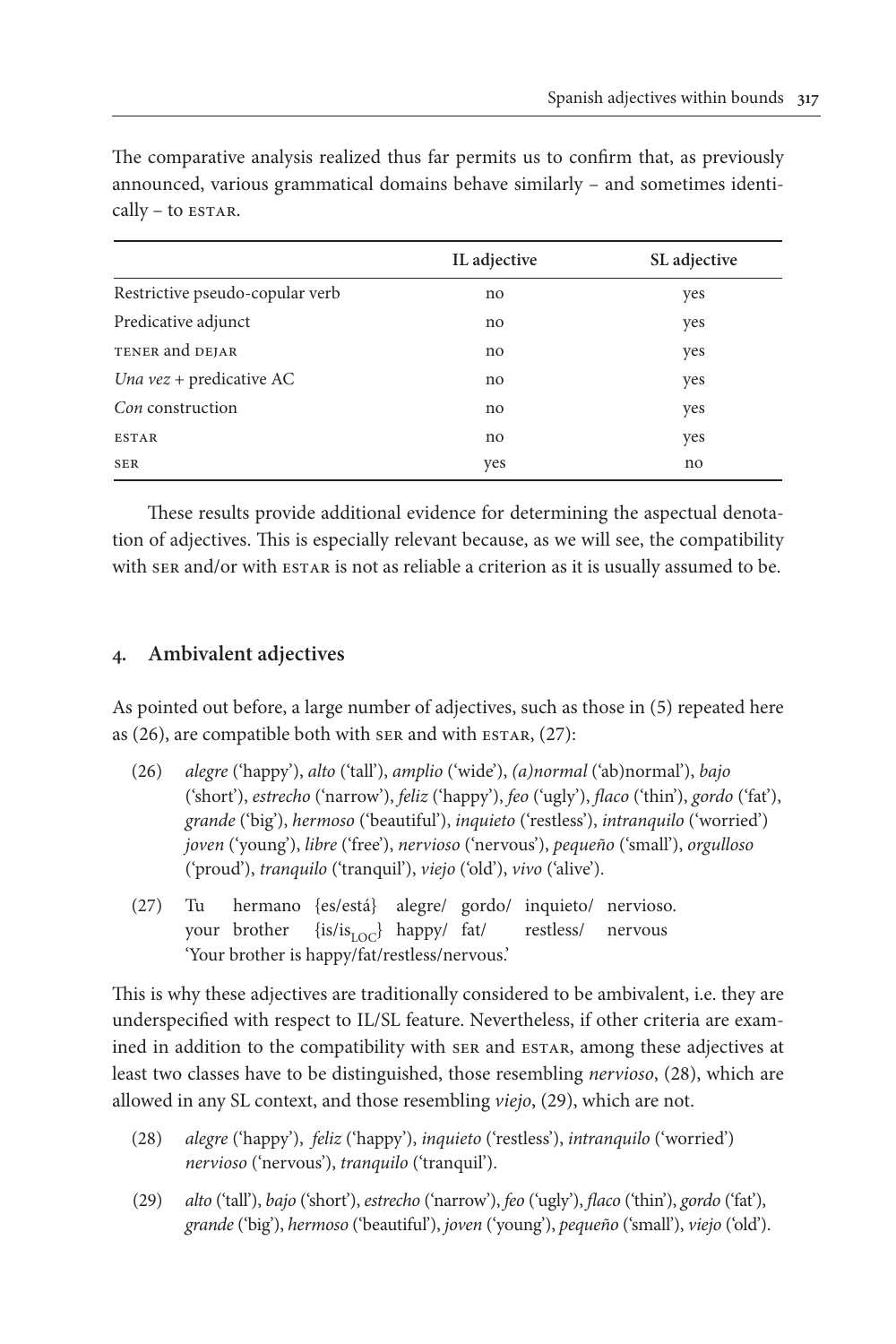The comparative analysis realized thus far permits us to confirm that, as previously announced, various grammatical domains behave similarly – and sometimes identically – to ESTAR.

| | IL adjective | SL adjective |
|---|---|---|
| Restrictive pseudo-copular verb | no | yes |
| Predicative adjunct | no | yes |
| TENER and DEJAR | no | yes |
| *Una vez* + predicative AC | no | yes |
| *Con* construction | no | yes |
| ESTAR | no | yes |
| SER | yes | no |

These results provide additional evidence for determining the aspectual denotation of adjectives. This is especially relevant because, as we will see, the compatibility with SER and/or with ESTAR is not as reliable a criterion as it is usually assumed to be.

## 4. Ambivalent adjectives

As pointed out before, a large number of adjectives, such as those in (5) repeated here as (26), are compatible both with SER and with ESTAR, (27):

(26) *alegre* ('happy'), *alto* ('tall'), *amplio* ('wide'), *(a)normal* ('ab)normal'), *bajo* ('short'), *estrecho* ('narrow'), *feliz* ('happy'), *feo* ('ugly'), *flaco* ('thin'), *gordo* ('fat'), *grande* ('big'), *hermoso* ('beautiful'), *inquieto* ('restless'), *intranquilo* ('worried') *joven* ('young'), *libre* ('free'), *nervioso* ('nervous'), *pequeño* ('small'), *orgulloso* ('proud'), *tranquilo* ('tranquil'), *viejo* ('old'), *vivo* ('alive').

(27) Tu hermano {es/está} alegre/ gordo/ inquieto/ nervioso.
your brother {is/is$_{LOC}$} happy/ fat/ restless/ nervous
'Your brother is happy/fat/restless/nervous.'

This is why these adjectives are traditionally considered to be ambivalent, i.e. they are underspecified with respect to IL/SL feature. Nevertheless, if other criteria are examined in addition to the compatibility with SER and ESTAR, among these adjectives at least two classes have to be distinguished, those resembling *nervioso*, (28), which are allowed in any SL context, and those resembling *viejo*, (29), which are not.

(28) *alegre* ('happy'), *feliz* ('happy'), *inquieto* ('restless'), *intranquilo* ('worried') *nervioso* ('nervous'), *tranquilo* ('tranquil').

(29) *alto* ('tall'), *bajo* ('short'), *estrecho* ('narrow'), *feo* ('ugly'), *flaco* ('thin'), *gordo* ('fat'), *grande* ('big'), *hermoso* ('beautiful'), *joven* ('young'), *pequeño* ('small'), *viejo* ('old').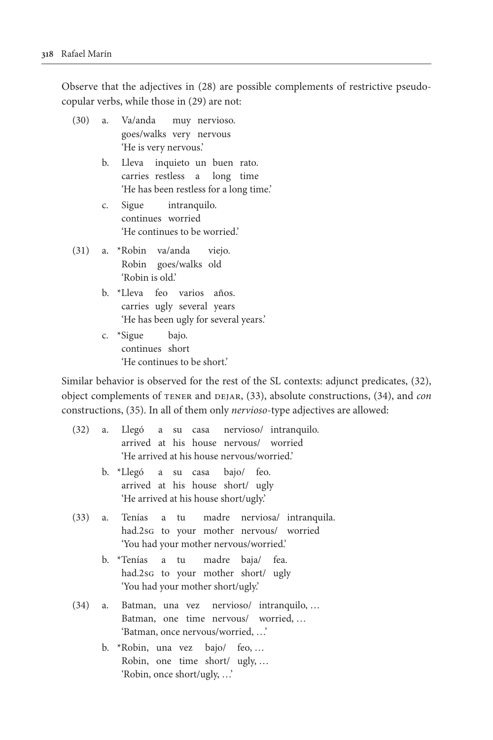Observe that the adjectives in (28) are possible complements of restrictive pseudo-copular verbs, while those in (29) are not:

(30) a. Va/anda muy nervioso.
goes/walks very nervous
'He is very nervous.'

b. Lleva inquieto un buen rato.
carries restless a long time
'He has been restless for a long time.'

c. Sigue intranquilo.
continues worried
'He continues to be worried.'

(31) a. *Robin va/anda viejo.
Robin goes/walks old
'Robin is old.'

b. *Lleva feo varios años.
carries ugly several years
'He has been ugly for several years.'

c. *Sigue bajo.
continues short
'He continues to be short.'

Similar behavior is observed for the rest of the SL contexts: adjunct predicates, (32), object complements of TENER and DEJAR, (33), absolute constructions, (34), and *con* constructions, (35). In all of them only *nervioso*-type adjectives are allowed:

(32) a. Llegó a su casa nervioso/ intranquilo.
arrived at his house nervous/ worried
'He arrived at his house nervous/worried.'

b. *Llegó a su casa bajo/ feo.
arrived at his house short/ ugly
'He arrived at his house short/ugly.'

(33) a. Tenías a tu madre nerviosa/ intranquila.
had.2SG to your mother nervous/ worried
'You had your mother nervous/worried.'

b. *Tenías a tu madre baja/ fea.
had.2SG to your mother short/ ugly
'You had your mother short/ugly.'

(34) a. Batman, una vez nervioso/ intranquilo, …
Batman, one time nervous/ worried, …
'Batman, once nervous/worried, …'

b. *Robin, una vez bajo/ feo, …
Robin, one time short/ ugly, …
'Robin, once short/ugly, …'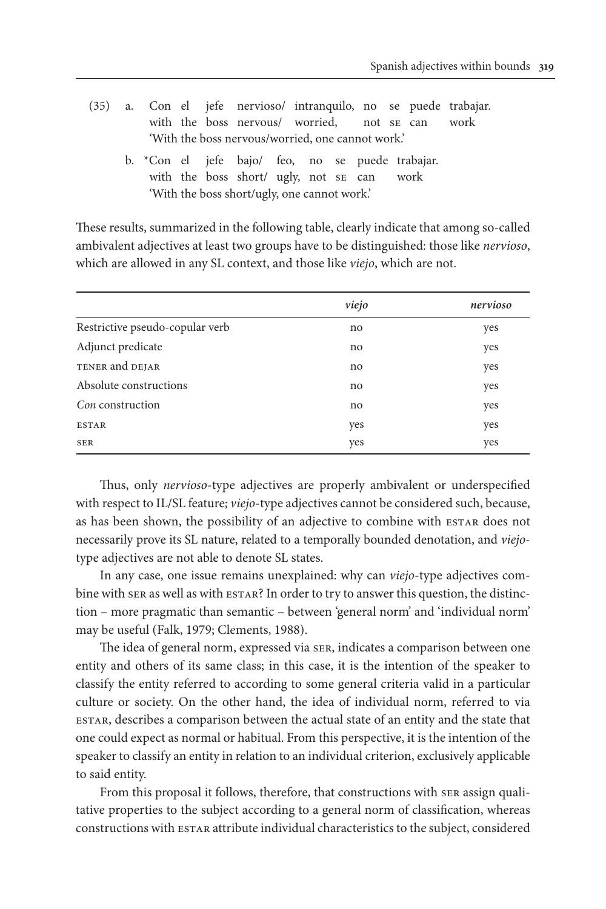(35) a. Con el jefe nervioso/ intranquilo, no se puede trabajar.
with the boss nervous/ worried, not SE can work
'With the boss nervous/worried, one cannot work.'

b. *Con el jefe bajo/ feo, no se puede trabajar.
with the boss short/ ugly, not SE can work
'With the boss short/ugly, one cannot work.'

These results, summarized in the following table, clearly indicate that among so-called ambivalent adjectives at least two groups have to be distinguished: those like *nervioso*, which are allowed in any SL context, and those like *viejo*, which are not.

| | *viejo* | *nervioso* |
|---|---|---|
| Restrictive pseudo-copular verb | no | yes |
| Adjunct predicate | no | yes |
| TENER and DEJAR | no | yes |
| Absolute constructions | no | yes |
| *Con* construction | no | yes |
| ESTAR | yes | yes |
| SER | yes | yes |

Thus, only *nervioso*-type adjectives are properly ambivalent or underspecified with respect to IL/SL feature; *viejo*-type adjectives cannot be considered such, because, as has been shown, the possibility of an adjective to combine with ESTAR does not necessarily prove its SL nature, related to a temporally bounded denotation, and *viejo*-type adjectives are not able to denote SL states.

In any case, one issue remains unexplained: why can *viejo*-type adjectives combine with SER as well as with ESTAR? In order to try to answer this question, the distinction – more pragmatic than semantic – between 'general norm' and 'individual norm' may be useful (Falk, 1979; Clements, 1988).

The idea of general norm, expressed via SER, indicates a comparison between one entity and others of its same class; in this case, it is the intention of the speaker to classify the entity referred to according to some general criteria valid in a particular culture or society. On the other hand, the idea of individual norm, referred to via ESTAR, describes a comparison between the actual state of an entity and the state that one could expect as normal or habitual. From this perspective, it is the intention of the speaker to classify an entity in relation to an individual criterion, exclusively applicable to said entity.

From this proposal it follows, therefore, that constructions with SER assign qualitative properties to the subject according to a general norm of classification, whereas constructions with ESTAR attribute individual characteristics to the subject, considered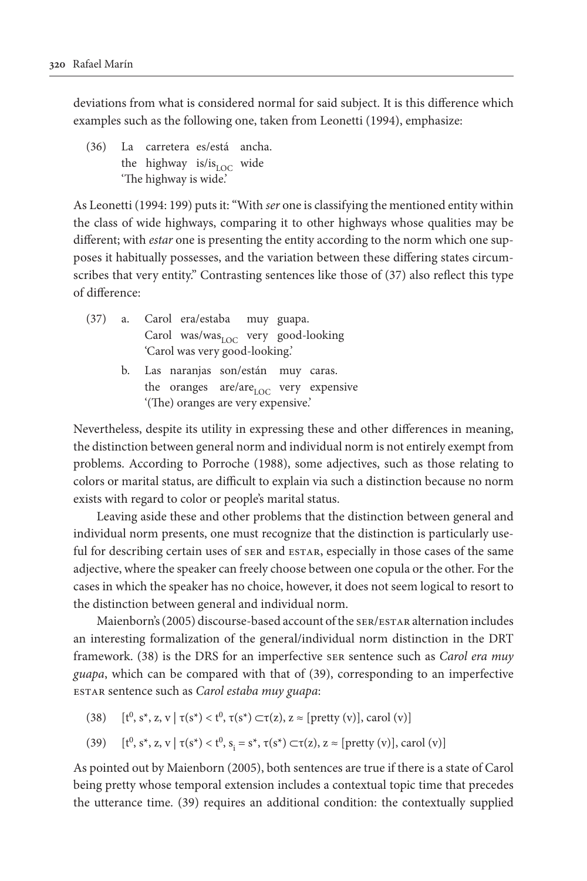deviations from what is considered normal for said subject. It is this difference which examples such as the following one, taken from Leonetti (1994), emphasize:

(36) La carretera es/está ancha.
 the highway is/is$_{LOC}$ wide
 'The highway is wide.'

As Leonetti (1994: 199) puts it: "With *ser* one is classifying the mentioned entity within the class of wide highways, comparing it to other highways whose qualities may be different; with *estar* one is presenting the entity according to the norm which one supposes it habitually possesses, and the variation between these differing states circumscribes that very entity." Contrasting sentences like those of (37) also reflect this type of difference:

(37) a. Carol era/estaba muy guapa.
 Carol was/was$_{LOC}$ very good-looking
 'Carol was very good-looking.'

 b. Las naranjas son/están muy caras.
 the oranges are/are$_{LOC}$ very expensive
 '(The) oranges are very expensive.'

Nevertheless, despite its utility in expressing these and other differences in meaning, the distinction between general norm and individual norm is not entirely exempt from problems. According to Porroche (1988), some adjectives, such as those relating to colors or marital status, are difficult to explain via such a distinction because no norm exists with regard to color or people's marital status.

Leaving aside these and other problems that the distinction between general and individual norm presents, one must recognize that the distinction is particularly useful for describing certain uses of SER and ESTAR, especially in those cases of the same adjective, where the speaker can freely choose between one copula or the other. For the cases in which the speaker has no choice, however, it does not seem logical to resort to the distinction between general and individual norm.

Maienborn's (2005) discourse-based account of the SER/ESTAR alternation includes an interesting formalization of the general/individual norm distinction in the DRT framework. (38) is the DRS for an imperfective SER sentence such as *Carol era muy guapa*, which can be compared with that of (39), corresponding to an imperfective ESTAR sentence such as *Carol estaba muy guapa*:

(38) $[t^0, s^*, z, v \mid \tau(s^*) < t^0, \tau(s^*) \subset \tau(z), z \approx [\text{pretty}(v)], \text{carol}(v)]$

(39) $[t^0, s^*, z, v \mid \tau(s^*) < t^0, s_i = s^*, \tau(s^*) \subset \tau(z), z \approx [\text{pretty}(v)], \text{carol}(v)]$

As pointed out by Maienborn (2005), both sentences are true if there is a state of Carol being pretty whose temporal extension includes a contextual topic time that precedes the utterance time. (39) requires an additional condition: the contextually supplied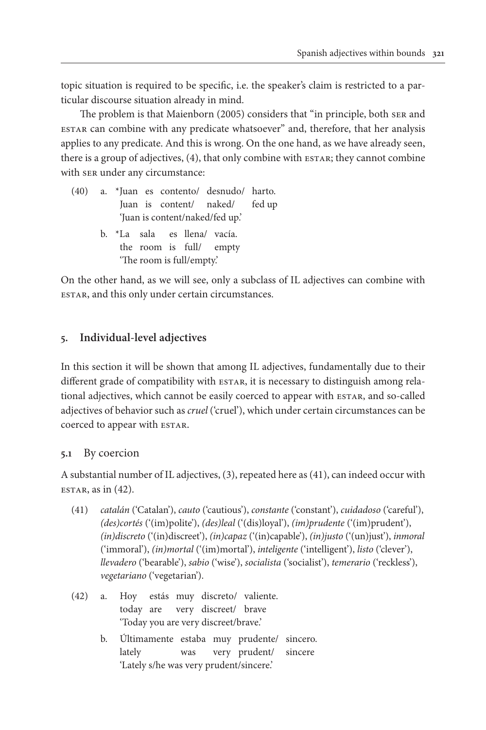topic situation is required to be specific, i.e. the speaker's claim is restricted to a particular discourse situation already in mind.

The problem is that Maienborn (2005) considers that "in principle, both SER and ESTAR can combine with any predicate whatsoever" and, therefore, that her analysis applies to any predicate. And this is wrong. On the one hand, as we have already seen, there is a group of adjectives, (4), that only combine with ESTAR; they cannot combine with SER under any circumstance:

(40) a. *Juan es contento/ desnudo/ harto.
   Juan is content/ naked/ fed up
   'Juan is content/naked/fed up.'

   b. *La sala es llena/ vacía.
   the room is full/ empty
   'The room is full/empty.'

On the other hand, as we will see, only a subclass of IL adjectives can combine with ESTAR, and this only under certain circumstances.

## 5. Individual-level adjectives

In this section it will be shown that among IL adjectives, fundamentally due to their different grade of compatibility with ESTAR, it is necessary to distinguish among relational adjectives, which cannot be easily coerced to appear with ESTAR, and so-called adjectives of behavior such as *cruel* ('cruel'), which under certain circumstances can be coerced to appear with ESTAR.

### 5.1 By coercion

A substantial number of IL adjectives, (3), repeated here as (41), can indeed occur with ESTAR, as in (42).

(41) *catalán* ('Catalan'), *cauto* ('cautious'), *constante* ('constant'), *cuidadoso* ('careful'), *(des)cortés* ('(im)polite'), *(des)leal* ('(dis)loyal'), *(im)prudente* ('(im)prudent'), *(in)discreto* ('(in)discreet'), *(in)capaz* ('(in)capable'), *(in)justo* ('(un)just'), *inmoral* ('immoral'), *(in)mortal* ('(im)mortal'), *inteligente* ('intelligent'), *listo* ('clever'), *llevadero* ('bearable'), *sabio* ('wise'), *socialista* ('socialist'), *temerario* ('reckless'), *vegetariano* ('vegetarian').

(42) a. Hoy estás muy discreto/ valiente.
   today are very discreet/ brave
   'Today you are very discreet/brave.'

   b. Últimamente estaba muy prudente/ sincero.
   lately was very prudent/ sincere
   'Lately s/he was very prudent/sincere.'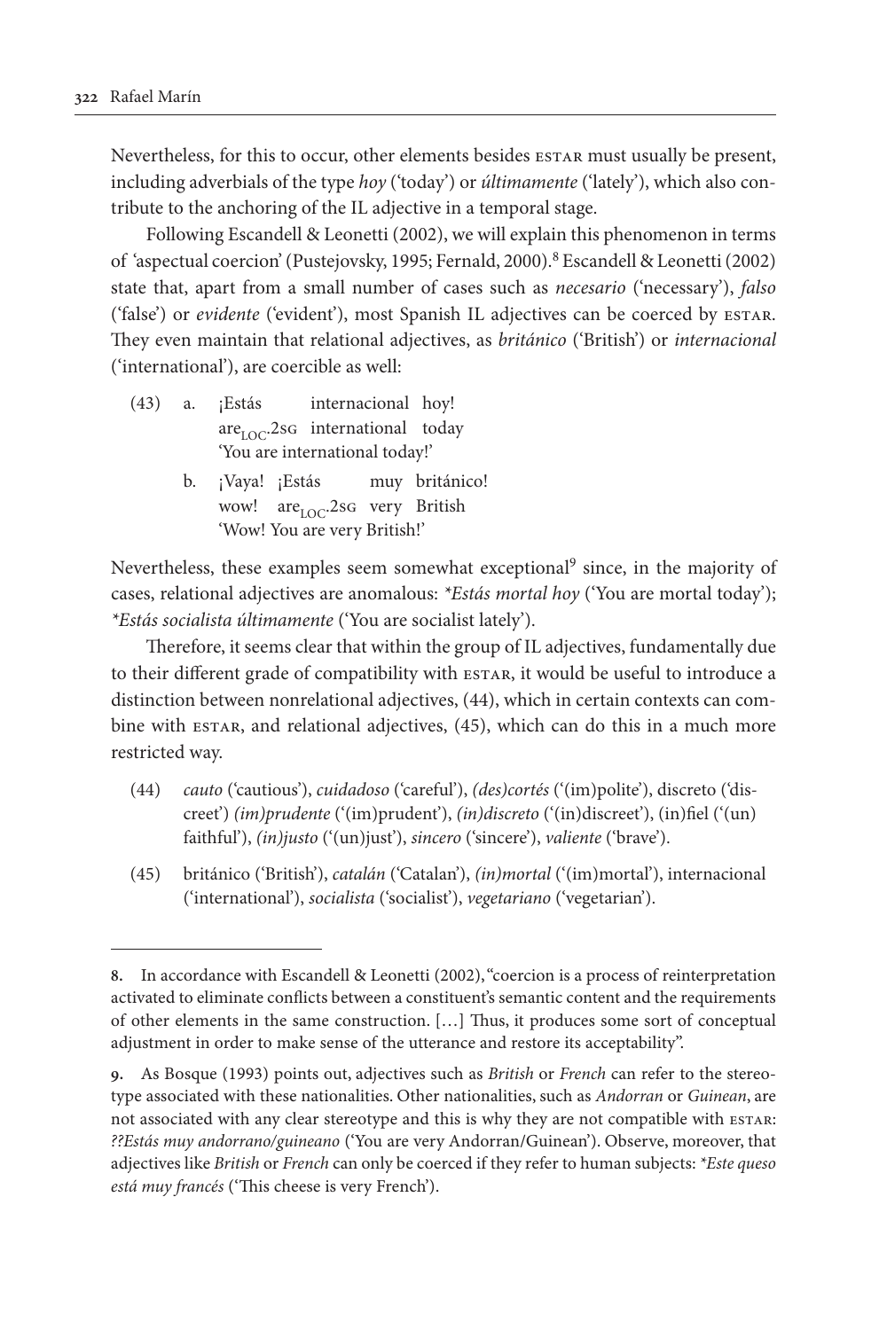Nevertheless, for this to occur, other elements besides ESTAR must usually be present, including adverbials of the type *hoy* ('today') or *últimamente* ('lately'), which also contribute to the anchoring of the IL adjective in a temporal stage.

Following Escandell & Leonetti (2002), we will explain this phenomenon in terms of 'aspectual coercion' (Pustejovsky, 1995; Fernald, 2000).[8] Escandell & Leonetti (2002) state that, apart from a small number of cases such as *necesario* ('necessary'), *falso* ('false') or *evidente* ('evident'), most Spanish IL adjectives can be coerced by ESTAR. They even maintain that relational adjectives, as *británico* ('British') or *internacional* ('international'), are coercible as well:

(43) a. ¡Estás internacional hoy!
are$_{LOC}$.2SG international today
'You are international today!'

b. ¡Vaya! ¡Estás muy británico!
wow! are$_{LOC}$.2SG very British
'Wow! You are very British!'

Nevertheless, these examples seem somewhat exceptional[9] since, in the majority of cases, relational adjectives are anomalous: *\*Estás mortal hoy* ('You are mortal today'); *\*Estás socialista últimamente* ('You are socialist lately').

Therefore, it seems clear that within the group of IL adjectives, fundamentally due to their different grade of compatibility with ESTAR, it would be useful to introduce a distinction between nonrelational adjectives, (44), which in certain contexts can combine with ESTAR, and relational adjectives, (45), which can do this in a much more restricted way.

(44) *cauto* ('cautious'), *cuidadoso* ('careful'), *(des)cortés* ('(im)polite'), discreto ('discreet') *(im)prudente* ('(im)prudent'), *(in)discreto* ('(in)discreet'), (in)fiel ('(un) faithful'), *(in)justo* ('(un)just'), *sincero* ('sincere'), *valiente* ('brave').

(45) británico ('British'), *catalán* ('Catalan'), *(in)mortal* ('(im)mortal'), internacional ('international'), *socialista* ('socialist'), *vegetariano* ('vegetarian').

---

8. In accordance with Escandell & Leonetti (2002), "coercion is a process of reinterpretation activated to eliminate conflicts between a constituent's semantic content and the requirements of other elements in the same construction. […] Thus, it produces some sort of conceptual adjustment in order to make sense of the utterance and restore its acceptability".

9. As Bosque (1993) points out, adjectives such as *British* or *French* can refer to the stereotype associated with these nationalities. Other nationalities, such as *Andorran* or *Guinean*, are not associated with any clear stereotype and this is why they are not compatible with ESTAR: *??Estás muy andorrano/guineano* ('You are very Andorran/Guinean'). Observe, moreover, that adjectives like *British* or *French* can only be coerced if they refer to human subjects: *\*Este queso está muy francés* ('This cheese is very French').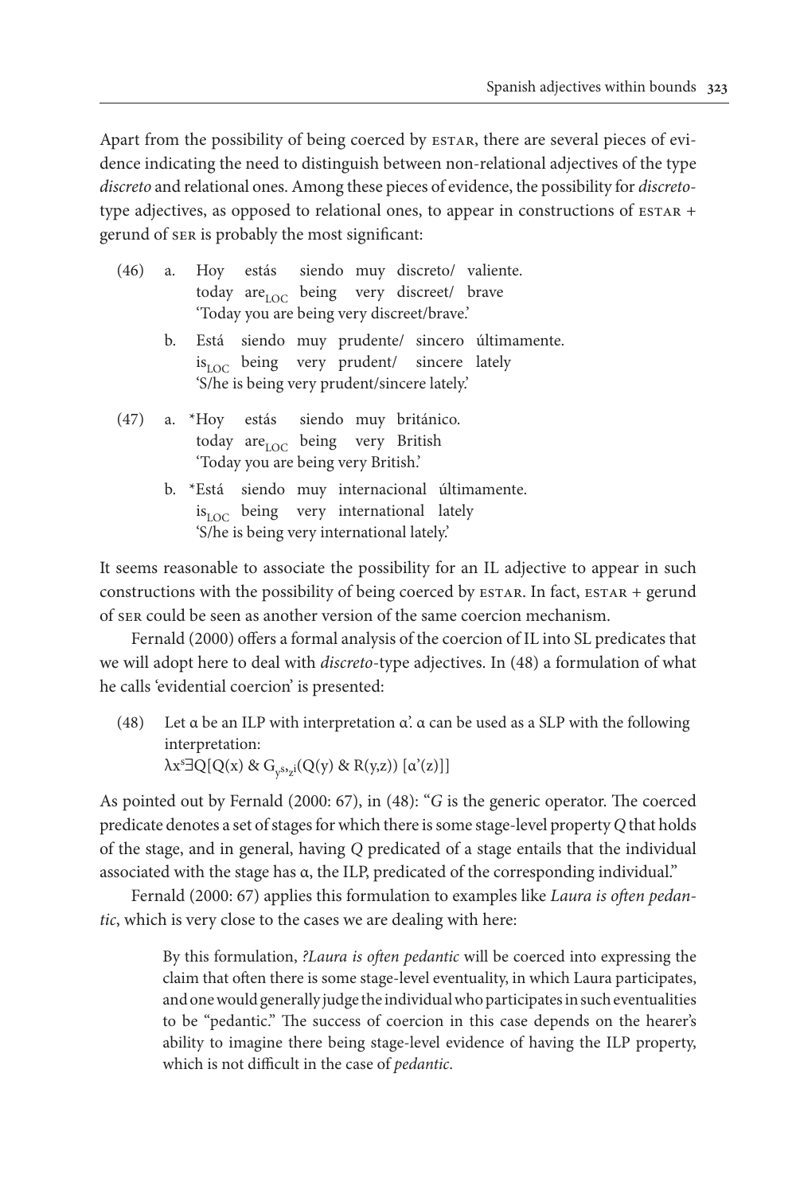Apart from the possibility of being coerced by ESTAR, there are several pieces of evidence indicating the need to distinguish between non-relational adjectives of the type *discreto* and relational ones. Among these pieces of evidence, the possibility for *discreto*-type adjectives, as opposed to relational ones, to appear in constructions of ESTAR + gerund of SER is probably the most significant:

(46) a. Hoy estás siendo muy discreto/ valiente.
today are$_{LOC}$ being very discreet/ brave
'Today you are being very discreet/brave.'

b. Está siendo muy prudente/ sincero últimamente.
is$_{LOC}$ being very prudent/ sincere lately
'S/he is being very prudent/sincere lately.'

(47) a. *Hoy estás siendo muy británico.
today are$_{LOC}$ being very British
'Today you are being very British.'

b. *Está siendo muy internacional últimamente.
is$_{LOC}$ being very international lately
'S/he is being very international lately.'

It seems reasonable to associate the possibility for an IL adjective to appear in such constructions with the possibility of being coerced by ESTAR. In fact, ESTAR + gerund of SER could be seen as another version of the same coercion mechanism.

Fernald (2000) offers a formal analysis of the coercion of IL into SL predicates that we will adopt here to deal with *discreto*-type adjectives. In (48) a formulation of what he calls 'evidential coercion' is presented:

(48) Let α be an ILP with interpretation α'. α can be used as a SLP with the following interpretation:
$\lambda x^s \exists Q[Q(x) \,\&\, G_{y^s, z^i}(Q(y) \,\&\, R(y,z))\,[\alpha'(z)]]$

As pointed out by Fernald (2000: 67), in (48): "*G* is the generic operator. The coerced predicate denotes a set of stages for which there is some stage-level property *Q* that holds of the stage, and in general, having *Q* predicated of a stage entails that the individual associated with the stage has α, the ILP, predicated of the corresponding individual."

Fernald (2000: 67) applies this formulation to examples like *Laura is often pedantic*, which is very close to the cases we are dealing with here:

> By this formulation, *?Laura is often pedantic* will be coerced into expressing the claim that often there is some stage-level eventuality, in which Laura participates, and one would generally judge the individual who participates in such eventualities to be "pedantic." The success of coercion in this case depends on the hearer's ability to imagine there being stage-level evidence of having the ILP property, which is not difficult in the case of *pedantic*.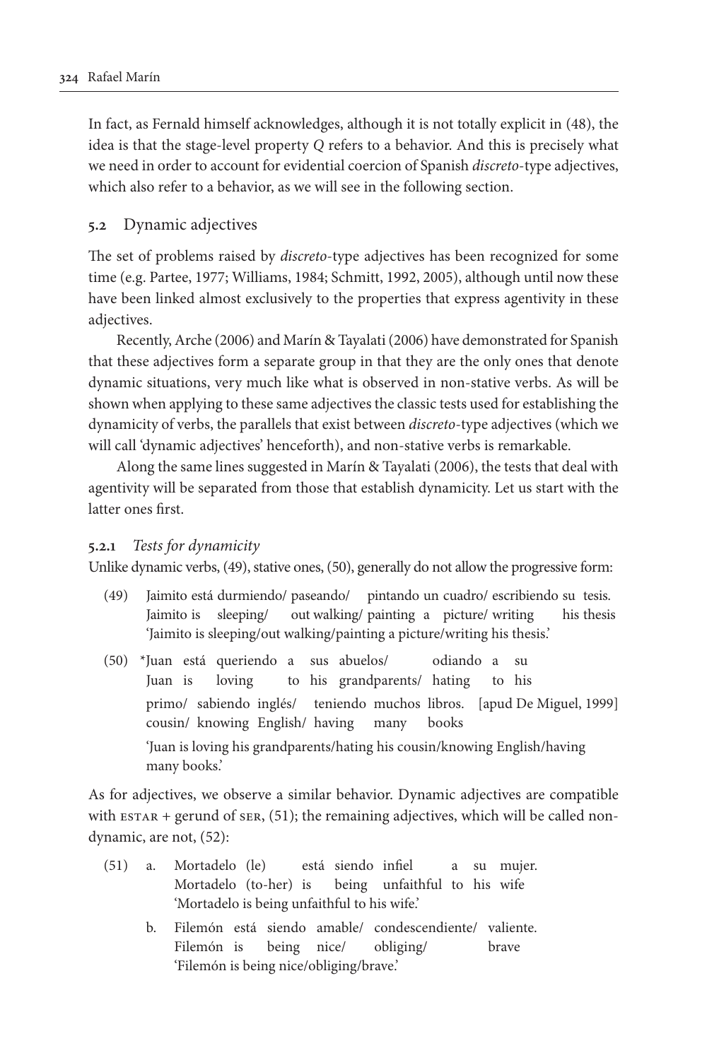In fact, as Fernald himself acknowledges, although it is not totally explicit in (48), the idea is that the stage-level property *Q* refers to a behavior. And this is precisely what we need in order to account for evidential coercion of Spanish *discreto*-type adjectives, which also refer to a behavior, as we will see in the following section.

## 5.2 Dynamic adjectives

The set of problems raised by *discreto*-type adjectives has been recognized for some time (e.g. Partee, 1977; Williams, 1984; Schmitt, 1992, 2005), although until now these have been linked almost exclusively to the properties that express agentivity in these adjectives.

Recently, Arche (2006) and Marín & Tayalati (2006) have demonstrated for Spanish that these adjectives form a separate group in that they are the only ones that denote dynamic situations, very much like what is observed in non-stative verbs. As will be shown when applying to these same adjectives the classic tests used for establishing the dynamicity of verbs, the parallels that exist between *discreto*-type adjectives (which we will call 'dynamic adjectives' henceforth), and non-stative verbs is remarkable.

Along the same lines suggested in Marín & Tayalati (2006), the tests that deal with agentivity will be separated from those that establish dynamicity. Let us start with the latter ones first.

### 5.2.1 *Tests for dynamicity*

Unlike dynamic verbs, (49), stative ones, (50), generally do not allow the progressive form:

(49) Jaimito está durmiendo/ paseando/ pintando un cuadro/ escribiendo su tesis.
Jaimito is sleeping/ out walking/ painting a picture/ writing his thesis
'Jaimito is sleeping/out walking/painting a picture/writing his thesis.'

(50) *Juan está queriendo a sus abuelos/ odiando a su primo/ sabiendo inglés/ teniendo muchos libros. [apud De Miguel, 1999]
Juan is loving to his grandparents/ hating to his cousin/ knowing English/ having many books
'Juan is loving his grandparents/hating his cousin/knowing English/having many books.'

As for adjectives, we observe a similar behavior. Dynamic adjectives are compatible with ESTAR + gerund of SER, (51); the remaining adjectives, which will be called non-dynamic, are not, (52):

(51) a. Mortadelo (le) está siendo infiel a su mujer.
Mortadelo (to-her) is being unfaithful to his wife
'Mortadelo is being unfaithful to his wife.'

b. Filemón está siendo amable/ condescendiente/ valiente.
Filemón is being nice/ obliging/ brave
'Filemón is being nice/obliging/brave.'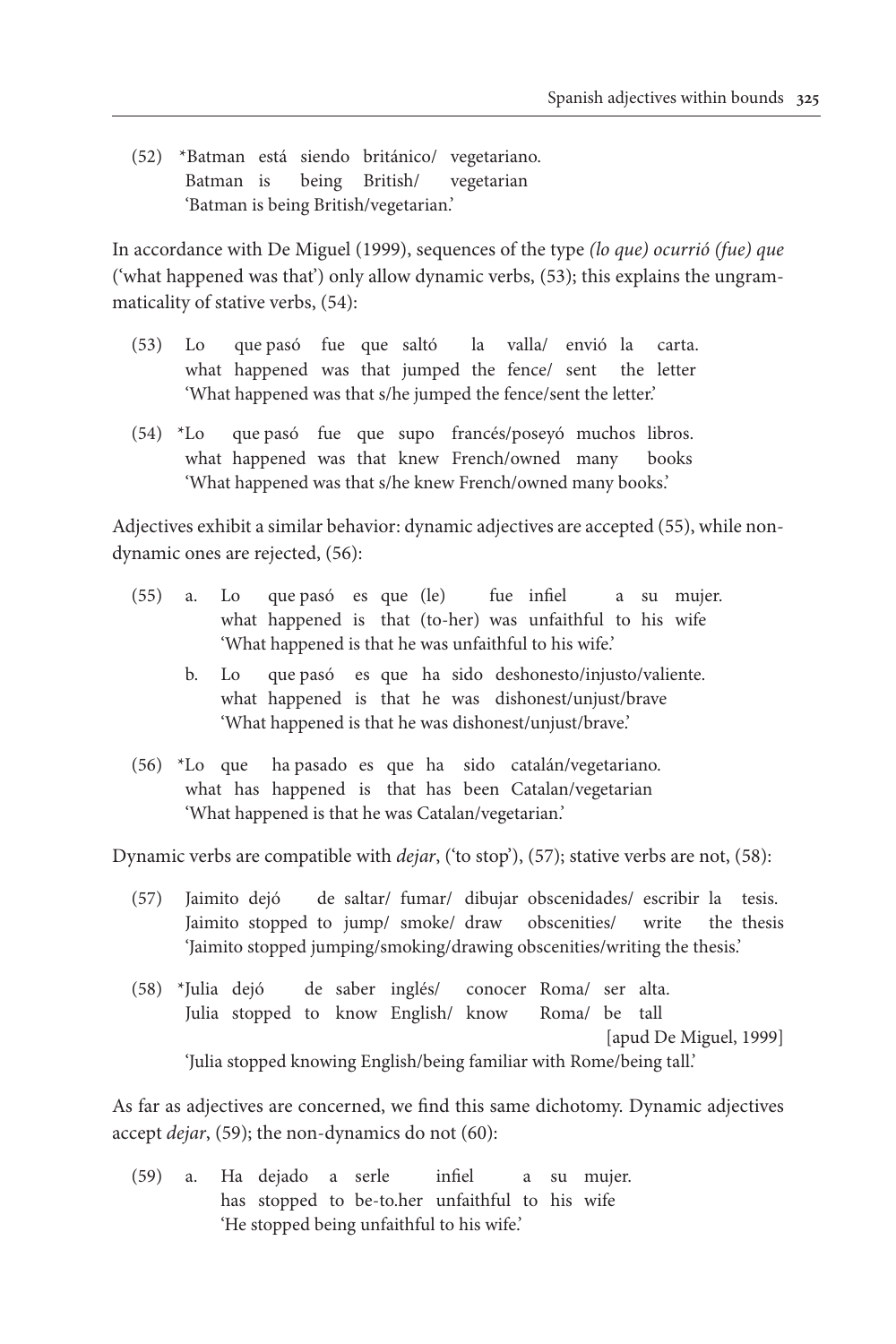(52) *Batman está siendo británico/ vegetariano.
     Batman is being British/ vegetarian
     'Batman is being British/vegetarian.'

In accordance with De Miguel (1999), sequences of the type *(lo que) ocurrió (fue) que* ('what happened was that') only allow dynamic verbs, (53); this explains the ungrammaticality of stative verbs, (54):

(53) Lo que pasó fue que saltó la valla/ envió la carta.
     what happened was that jumped the fence/ sent the letter
     'What happened was that s/he jumped the fence/sent the letter.'

(54) *Lo que pasó fue que supo francés/poseyó muchos libros.
     what happened was that knew French/owned many books
     'What happened was that s/he knew French/owned many books.'

Adjectives exhibit a similar behavior: dynamic adjectives are accepted (55), while non-dynamic ones are rejected, (56):

(55) a. Lo que pasó es que (le) fue infiel a su mujer.
        what happened is that (to-her) was unfaithful to his wife
        'What happened is that he was unfaithful to his wife.'

     b. Lo que pasó es que ha sido deshonesto/injusto/valiente.
        what happened is that he was dishonest/unjust/brave
        'What happened is that he was dishonest/unjust/brave.'

(56) *Lo que ha pasado es que ha sido catalán/vegetariano.
     what has happened is that has been Catalan/vegetarian
     'What happened is that he was Catalan/vegetarian.'

Dynamic verbs are compatible with *dejar*, ('to stop'), (57); stative verbs are not, (58):

(57) Jaimito dejó de saltar/ fumar/ dibujar obscenidades/ escribir la tesis.
     Jaimito stopped to jump/ smoke/ draw obscenities/ write the thesis
     'Jaimito stopped jumping/smoking/drawing obscenities/writing the thesis.'

(58) *Julia dejó de saber inglés/ conocer Roma/ ser alta.
     Julia stopped to know English/ know Roma/ be tall
     [apud De Miguel, 1999]
     'Julia stopped knowing English/being familiar with Rome/being tall.'

As far as adjectives are concerned, we find this same dichotomy. Dynamic adjectives accept *dejar*, (59); the non-dynamics do not (60):

(59) a. Ha dejado a serle infiel a su mujer.
        has stopped to be-to.her unfaithful to his wife
        'He stopped being unfaithful to his wife.'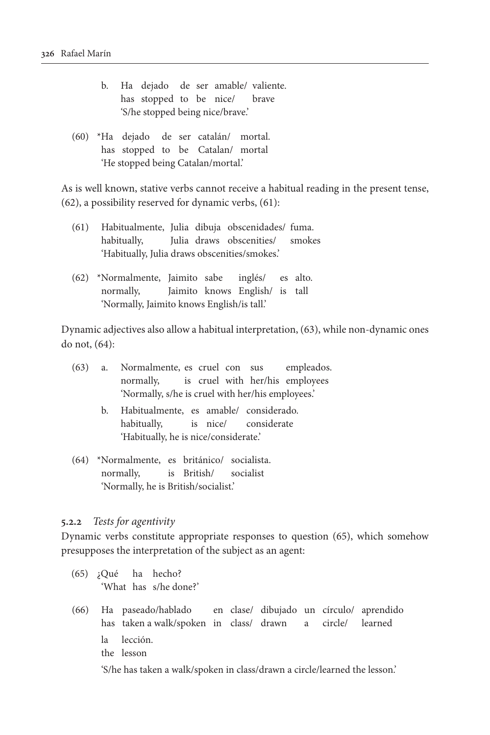b. Ha dejado de ser amable/ valiente.
   has stopped to be nice/ brave
   'S/he stopped being nice/brave.'

(60) *Ha dejado de ser catalán/ mortal.
   has stopped to be Catalan/ mortal
   'He stopped being Catalan/mortal.'

As is well known, stative verbs cannot receive a habitual reading in the present tense, (62), a possibility reserved for dynamic verbs, (61):

(61) Habitualmente, Julia dibuja obscenidades/ fuma.
   habitually, Julia draws obscenities/ smokes
   'Habitually, Julia draws obscenities/smokes.'

(62) *Normalmente, Jaimito sabe inglés/ es alto.
   normally, Jaimito knows English/ is tall
   'Normally, Jaimito knows English/is tall.'

Dynamic adjectives also allow a habitual interpretation, (63), while non-dynamic ones do not, (64):

(63) a. Normalmente, es cruel con sus empleados.
   normally, is cruel with her/his employees
   'Normally, s/he is cruel with her/his employees.'

   b. Habitualmente, es amable/ considerado.
   habitually, is nice/ considerate
   'Habitually, he is nice/considerate.'

(64) *Normalmente, es británico/ socialista.
   normally, is British/ socialist
   'Normally, he is British/socialist.'

### 5.2.2 *Tests for agentivity*

Dynamic verbs constitute appropriate responses to question (65), which somehow presupposes the interpretation of the subject as an agent:

(65) ¿Qué ha hecho?
   'What has s/he done?'

(66) Ha paseado/hablado en clase/ dibujado un círculo/ aprendido
   has taken a walk/spoken in class/ drawn a circle/ learned
   la lección.
   the lesson
   'S/he has taken a walk/spoken in class/drawn a circle/learned the lesson.'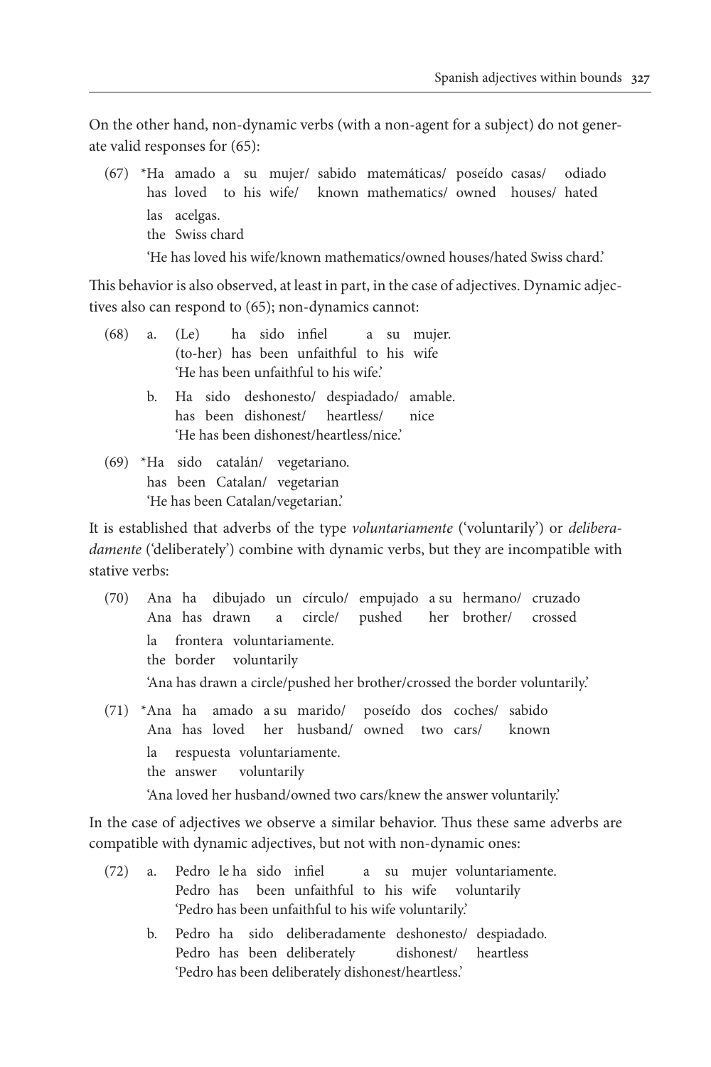On the other hand, non-dynamic verbs (with a non-agent for a subject) do not generate valid responses for (65):

(67) *Ha amado a su mujer/ sabido matemáticas/ poseído casas/ odiado las acelgas.
has loved to his wife/ known mathematics/ owned houses/ hated the Swiss chard
'He has loved his wife/known mathematics/owned houses/hated Swiss chard.'

This behavior is also observed, at least in part, in the case of adjectives. Dynamic adjectives also can respond to (65); non-dynamics cannot:

(68) a. (Le) ha sido infiel a su mujer.
(to-her) has been unfaithful to his wife
'He has been unfaithful to his wife.'

b. Ha sido deshonesto/ despiadado/ amable.
has been dishonest/ heartless/ nice
'He has been dishonest/heartless/nice.'

(69) *Ha sido catalán/ vegetariano.
has been Catalan/ vegetarian
'He has been Catalan/vegetarian.'

It is established that adverbs of the type *voluntariamente* ('voluntarily') or *deliberadamente* ('deliberately') combine with dynamic verbs, but they are incompatible with stative verbs:

(70) Ana ha dibujado un círculo/ empujado a su hermano/ cruzado la frontera voluntariamente.
Ana has drawn a circle/ pushed her brother/ crossed the border voluntarily
'Ana has drawn a circle/pushed her brother/crossed the border voluntarily.'

(71) *Ana ha amado a su marido/ poseído dos coches/ sabido la respuesta voluntariamente.
Ana has loved her husband/ owned two cars/ known the answer voluntarily
'Ana loved her husband/owned two cars/knew the answer voluntarily.'

In the case of adjectives we observe a similar behavior. Thus these same adverbs are compatible with dynamic adjectives, but not with non-dynamic ones:

(72) a. Pedro le ha sido infiel a su mujer voluntariamente.
Pedro has been unfaithful to his wife voluntarily
'Pedro has been unfaithful to his wife voluntarily.'

b. Pedro ha sido deliberadamente deshonesto/ despiadado.
Pedro has been deliberately dishonest/ heartless
'Pedro has been deliberately dishonest/heartless.'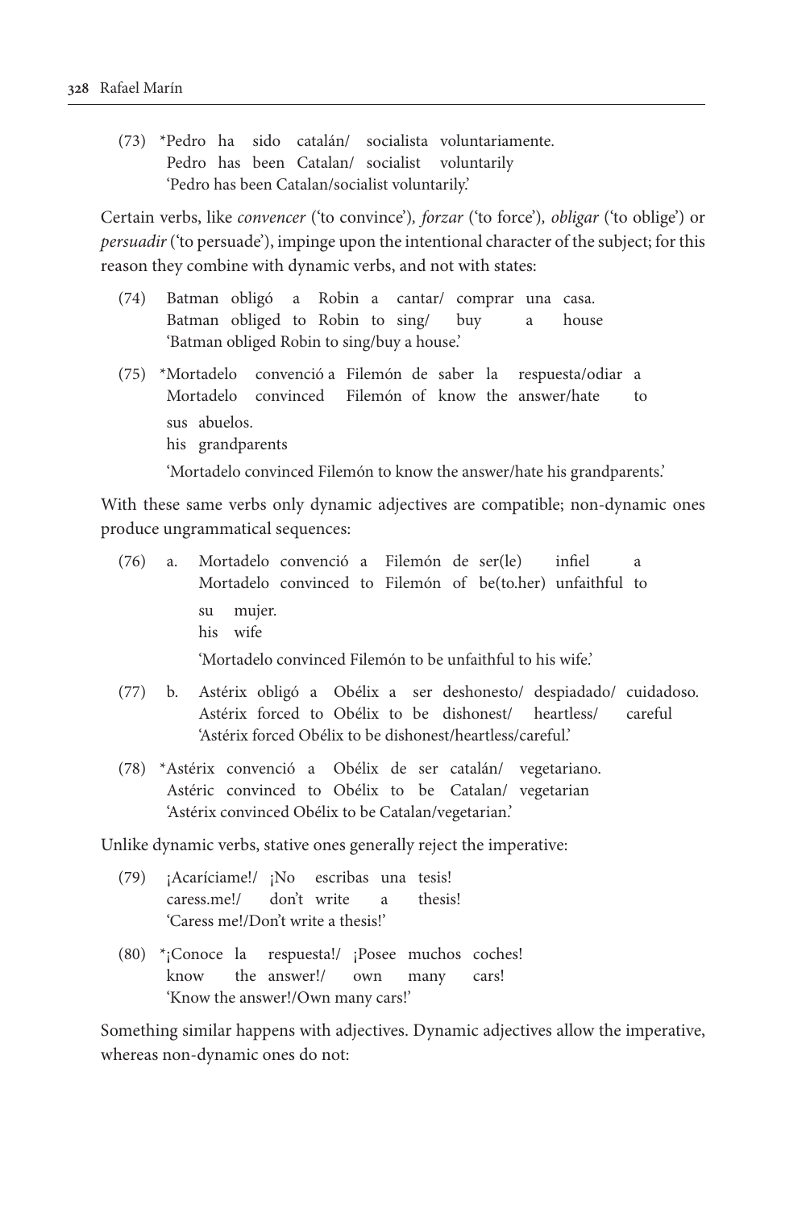(73) *Pedro ha sido catalán/ socialista voluntariamente.
     Pedro has been Catalan/ socialist voluntarily
     'Pedro has been Catalan/socialist voluntarily.'

Certain verbs, like *convencer* ('to convince'), *forzar* ('to force'), *obligar* ('to oblige') or *persuadir* ('to persuade'), impinge upon the intentional character of the subject; for this reason they combine with dynamic verbs, and not with states:

(74) Batman obligó a Robin a cantar/ comprar una casa.
     Batman obliged to Robin to sing/ buy a house
     'Batman obliged Robin to sing/buy a house.'

(75) *Mortadelo convenció a Filemón de saber la respuesta/odiar a sus abuelos.
     Mortadelo convinced Filemón of know the answer/hate to his grandparents
     'Mortadelo convinced Filemón to know the answer/hate his grandparents.'

With these same verbs only dynamic adjectives are compatible; non-dynamic ones produce ungrammatical sequences:

(76) a. Mortadelo convenció a Filemón de ser(le) infiel a su mujer.
     Mortadelo convinced to Filemón of be(to.her) unfaithful to his wife
     'Mortadelo convinced Filemón to be unfaithful to his wife.'

(77) b. Astérix obligó a Obélix a ser deshonesto/ despiadado/ cuidadoso.
     Astérix forced to Obélix to be dishonest/ heartless/ careful
     'Astérix forced Obélix to be dishonest/heartless/careful.'

(78) *Astérix convenció a Obélix de ser catalán/ vegetariano.
     Astéric convinced to Obélix to be Catalan/ vegetarian
     'Astérix convinced Obélix to be Catalan/vegetarian.'

Unlike dynamic verbs, stative ones generally reject the imperative:

(79) ¡Acaríciame!/ ¡No escribas una tesis!
     caress.me!/ don't write a thesis!
     'Caress me!/Don't write a thesis!'

(80) *¡Conoce la respuesta!/ ¡Posee muchos coches!
     know the answer!/ own many cars!
     'Know the answer!/Own many cars!'

Something similar happens with adjectives. Dynamic adjectives allow the imperative, whereas non-dynamic ones do not: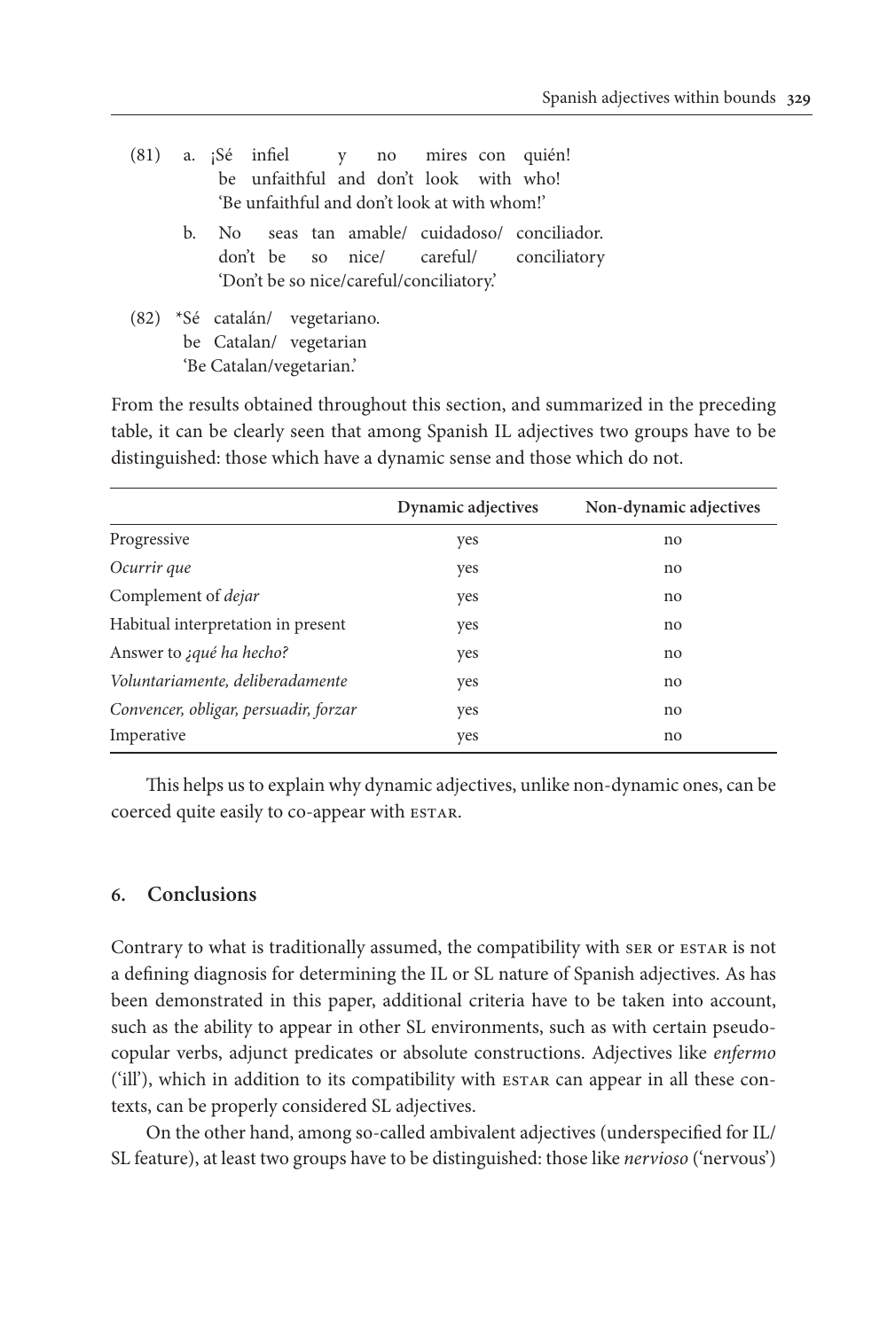(81) a. ¡Sé infiel y no mires con quién!
   be unfaithful and don't look with who!
   'Be unfaithful and don't look at with whom!'

  b. No seas tan amable/ cuidadoso/ conciliador.
   don't be so nice/ careful/ conciliatory
   'Don't be so nice/careful/conciliatory.'

(82) *Sé catalán/ vegetariano.
   be Catalan/ vegetarian
   'Be Catalan/vegetarian.'

From the results obtained throughout this section, and summarized in the preceding table, it can be clearly seen that among Spanish IL adjectives two groups have to be distinguished: those which have a dynamic sense and those which do not.

| | **Dynamic adjectives** | **Non-dynamic adjectives** |
|---|---|---|
| Progressive | yes | no |
| *Ocurrir que* | yes | no |
| Complement of *dejar* | yes | no |
| Habitual interpretation in present | yes | no |
| Answer to *¿qué ha hecho?* | yes | no |
| *Voluntariamente, deliberadamente* | yes | no |
| *Convencer, obligar, persuadir, forzar* | yes | no |
| Imperative | yes | no |

This helps us to explain why dynamic adjectives, unlike non-dynamic ones, can be coerced quite easily to co-appear with ESTAR.

## 6. Conclusions

Contrary to what is traditionally assumed, the compatibility with SER or ESTAR is not a defining diagnosis for determining the IL or SL nature of Spanish adjectives. As has been demonstrated in this paper, additional criteria have to be taken into account, such as the ability to appear in other SL environments, such as with certain pseudo-copular verbs, adjunct predicates or absolute constructions. Adjectives like *enfermo* ('ill'), which in addition to its compatibility with ESTAR can appear in all these contexts, can be properly considered SL adjectives.

On the other hand, among so-called ambivalent adjectives (underspecified for IL/SL feature), at least two groups have to be distinguished: those like *nervioso* ('nervous')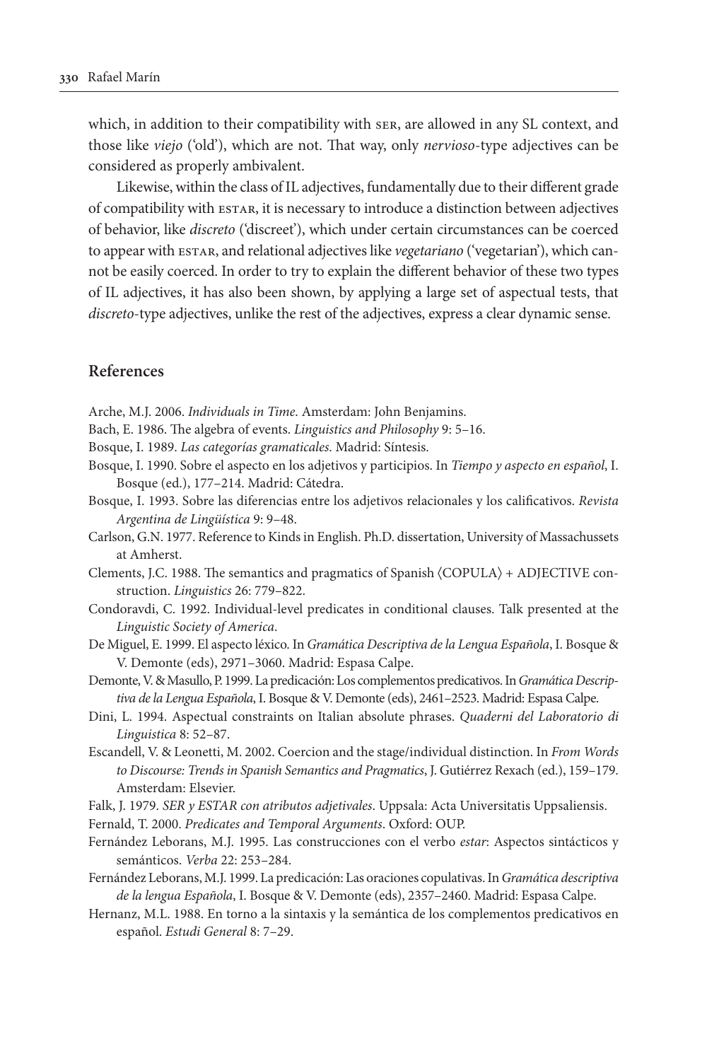which, in addition to their compatibility with SER, are allowed in any SL context, and those like *viejo* ('old'), which are not. That way, only *nervioso*-type adjectives can be considered as properly ambivalent.

Likewise, within the class of IL adjectives, fundamentally due to their different grade of compatibility with ESTAR, it is necessary to introduce a distinction between adjectives of behavior, like *discreto* ('discreet'), which under certain circumstances can be coerced to appear with ESTAR, and relational adjectives like *vegetariano* ('vegetarian'), which cannot be easily coerced. In order to try to explain the different behavior of these two types of IL adjectives, it has also been shown, by applying a large set of aspectual tests, that *discreto*-type adjectives, unlike the rest of the adjectives, express a clear dynamic sense.

## References

Arche, M.J. 2006. *Individuals in Time*. Amsterdam: John Benjamins.

Bach, E. 1986. The algebra of events. *Linguistics and Philosophy* 9: 5–16.

Bosque, I. 1989. *Las categorías gramaticales*. Madrid: Síntesis.

Bosque, I. 1990. Sobre el aspecto en los adjetivos y participios. In *Tiempo y aspecto en español*, I. Bosque (ed.), 177–214. Madrid: Cátedra.

Bosque, I. 1993. Sobre las diferencias entre los adjetivos relacionales y los calificativos. *Revista Argentina de Lingüística* 9: 9–48.

Carlson, G.N. 1977. Reference to Kinds in English. Ph.D. dissertation, University of Massachussets at Amherst.

Clements, J.C. 1988. The semantics and pragmatics of Spanish ⟨COPULA⟩ + ADJECTIVE construction. *Linguistics* 26: 779–822.

Condoravdi, C. 1992. Individual-level predicates in conditional clauses. Talk presented at the *Linguistic Society of America*.

De Miguel, E. 1999. El aspecto léxico. In *Gramática Descriptiva de la Lengua Española*, I. Bosque & V. Demonte (eds), 2971–3060. Madrid: Espasa Calpe.

Demonte, V. & Masullo, P. 1999. La predicación: Los complementos predicativos. In *Gramática Descriptiva de la Lengua Española*, I. Bosque & V. Demonte (eds), 2461–2523. Madrid: Espasa Calpe.

Dini, L. 1994. Aspectual constraints on Italian absolute phrases. *Quaderni del Laboratorio di Linguistica* 8: 52–87.

Escandell, V. & Leonetti, M. 2002. Coercion and the stage/individual distinction. In *From Words to Discourse: Trends in Spanish Semantics and Pragmatics*, J. Gutiérrez Rexach (ed.), 159–179. Amsterdam: Elsevier.

Falk, J. 1979. *SER y ESTAR con atributos adjetivales*. Uppsala: Acta Universitatis Uppsaliensis.

Fernald, T. 2000. *Predicates and Temporal Arguments*. Oxford: OUP.

Fernández Leborans, M.J. 1995. Las construcciones con el verbo *estar*: Aspectos sintácticos y semánticos. *Verba* 22: 253–284.

Fernández Leborans, M.J. 1999. La predicación: Las oraciones copulativas. In *Gramática descriptiva de la lengua Española*, I. Bosque & V. Demonte (eds), 2357–2460. Madrid: Espasa Calpe.

Hernanz, M.L. 1988. En torno a la sintaxis y la semántica de los complementos predicativos en español. *Estudi General* 8: 7–29.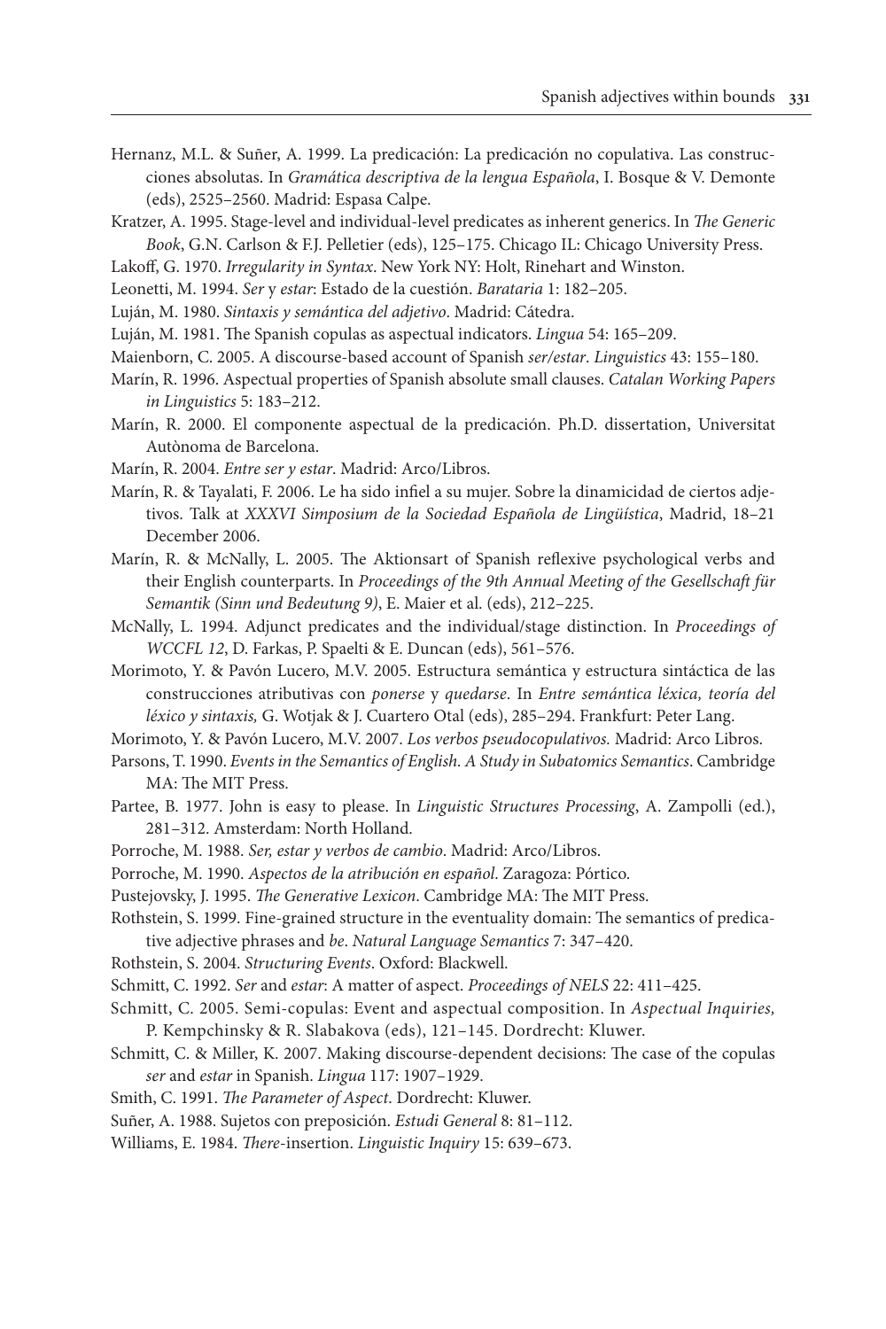Hernanz, M.L. & Suñer, A. 1999. La predicación: La predicación no copulativa. Las construcciones absolutas. In *Gramática descriptiva de la lengua Española*, I. Bosque & V. Demonte (eds), 2525–2560. Madrid: Espasa Calpe.

Kratzer, A. 1995. Stage-level and individual-level predicates as inherent generics. In *The Generic Book*, G.N. Carlson & F.J. Pelletier (eds), 125–175. Chicago IL: Chicago University Press.

Lakoff, G. 1970. *Irregularity in Syntax*. New York NY: Holt, Rinehart and Winston.

Leonetti, M. 1994. *Ser* y *estar*: Estado de la cuestión. *Barataria* 1: 182–205.

Luján, M. 1980. *Sintaxis y semántica del adjetivo*. Madrid: Cátedra.

Luján, M. 1981. The Spanish copulas as aspectual indicators. *Lingua* 54: 165–209.

Maienborn, C. 2005. A discourse-based account of Spanish *ser/estar*. *Linguistics* 43: 155–180.

Marín, R. 1996. Aspectual properties of Spanish absolute small clauses. *Catalan Working Papers in Linguistics* 5: 183–212.

Marín, R. 2000. El componente aspectual de la predicación. Ph.D. dissertation, Universitat Autònoma de Barcelona.

Marín, R. 2004. *Entre ser y estar*. Madrid: Arco/Libros.

Marín, R. & Tayalati, F. 2006. Le ha sido infiel a su mujer. Sobre la dinamicidad de ciertos adjetivos. Talk at *XXXVI Simposium de la Sociedad Española de Lingüística*, Madrid, 18–21 December 2006.

Marín, R. & McNally, L. 2005. The Aktionsart of Spanish reflexive psychological verbs and their English counterparts. In *Proceedings of the 9th Annual Meeting of the Gesellschaft für Semantik (Sinn und Bedeutung 9)*, E. Maier et al. (eds), 212–225.

McNally, L. 1994. Adjunct predicates and the individual/stage distinction. In *Proceedings of WCCFL 12*, D. Farkas, P. Spaelti & E. Duncan (eds), 561–576.

Morimoto, Y. & Pavón Lucero, M.V. 2005. Estructura semántica y estructura sintáctica de las construcciones atributivas con *ponerse* y *quedarse*. In *Entre semántica léxica, teoría del léxico y sintaxis,* G. Wotjak & J. Cuartero Otal (eds), 285–294. Frankfurt: Peter Lang.

Morimoto, Y. & Pavón Lucero, M.V. 2007. *Los verbos pseudocopulativos.* Madrid: Arco Libros.

Parsons, T. 1990. *Events in the Semantics of English. A Study in Subatomics Semantics*. Cambridge MA: The MIT Press.

Partee, B. 1977. John is easy to please. In *Linguistic Structures Processing*, A. Zampolli (ed.), 281–312. Amsterdam: North Holland.

Porroche, M. 1988. *Ser, estar y verbos de cambio*. Madrid: Arco/Libros.

Porroche, M. 1990. *Aspectos de la atribución en español*. Zaragoza: Pórtico.

Pustejovsky, J. 1995. *The Generative Lexicon*. Cambridge MA: The MIT Press.

Rothstein, S. 1999. Fine-grained structure in the eventuality domain: The semantics of predicative adjective phrases and *be*. *Natural Language Semantics* 7: 347–420.

Rothstein, S. 2004. *Structuring Events*. Oxford: Blackwell.

Schmitt, C. 1992. *Ser* and *estar*: A matter of aspect. *Proceedings of NELS* 22: 411–425.

Schmitt, C. 2005. Semi-copulas: Event and aspectual composition. In *Aspectual Inquiries,* P. Kempchinsky & R. Slabakova (eds), 121–145. Dordrecht: Kluwer.

Schmitt, C. & Miller, K. 2007. Making discourse-dependent decisions: The case of the copulas *ser* and *estar* in Spanish. *Lingua* 117: 1907–1929.

Smith, C. 1991. *The Parameter of Aspect*. Dordrecht: Kluwer.

Suñer, A. 1988. Sujetos con preposición. *Estudi General* 8: 81–112.

Williams, E. 1984. *There*-insertion. *Linguistic Inquiry* 15: 639–673.